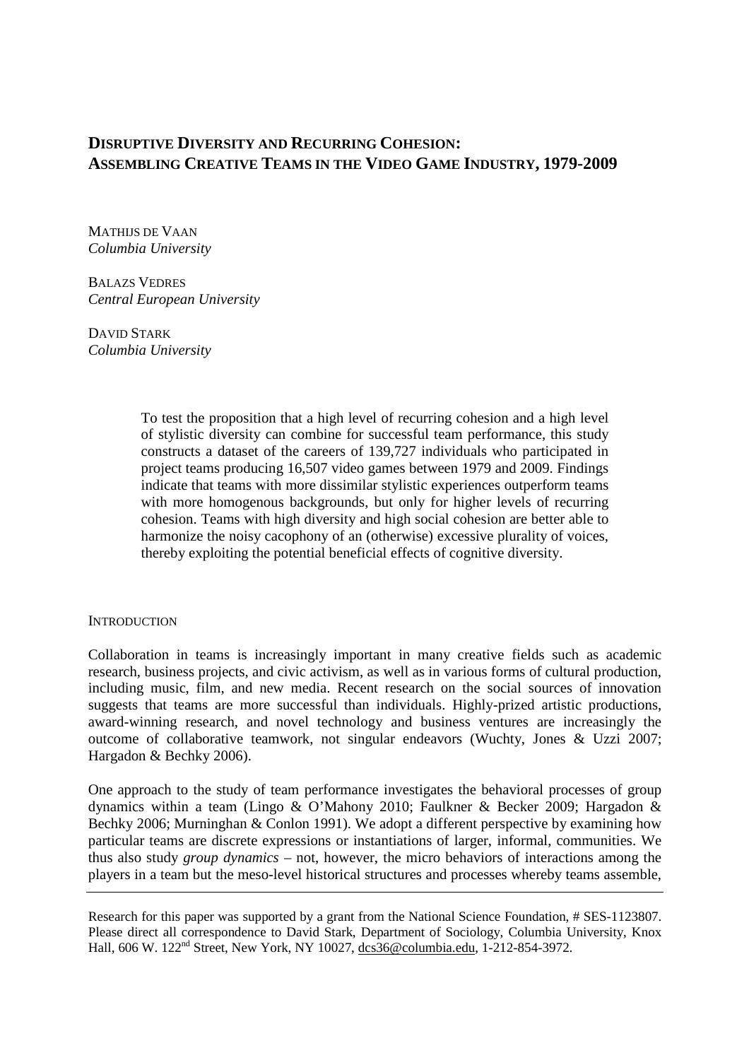# Disruptive Diversity and Recurring Cohesion: Assembling Creative Teams in the Video Game Industry, 1979-2009

MATHIJS DE VAAN
*Columbia University*

BALAZS VEDRES
*Central European University*

DAVID STARK
*Columbia University*

> To test the proposition that a high level of recurring cohesion and a high level of stylistic diversity can combine for successful team performance, this study constructs a dataset of the careers of 139,727 individuals who participated in project teams producing 16,507 video games between 1979 and 2009. Findings indicate that teams with more dissimilar stylistic experiences outperform teams with more homogenous backgrounds, but only for higher levels of recurring cohesion. Teams with high diversity and high social cohesion are better able to harmonize the noisy cacophony of an (otherwise) excessive plurality of voices, thereby exploiting the potential beneficial effects of cognitive diversity.

## INTRODUCTION

Collaboration in teams is increasingly important in many creative fields such as academic research, business projects, and civic activism, as well as in various forms of cultural production, including music, film, and new media. Recent research on the social sources of innovation suggests that teams are more successful than individuals. Highly-prized artistic productions, award-winning research, and novel technology and business ventures are increasingly the outcome of collaborative teamwork, not singular endeavors (Wuchty, Jones & Uzzi 2007; Hargadon & Bechky 2006).

One approach to the study of team performance investigates the behavioral processes of group dynamics within a team (Lingo & O'Mahony 2010; Faulkner & Becker 2009; Hargadon & Bechky 2006; Murninghan & Conlon 1991). We adopt a different perspective by examining how particular teams are discrete expressions or instantiations of larger, informal, communities. We thus also study *group dynamics* – not, however, the micro behaviors of interactions among the players in a team but the meso-level historical structures and processes whereby teams assemble,

---

Research for this paper was supported by a grant from the National Science Foundation, # SES-1123807. Please direct all correspondence to David Stark, Department of Sociology, Columbia University, Knox Hall, 606 W. 122nd Street, New York, NY 10027, dcs36@columbia.edu, 1-212-854-3972.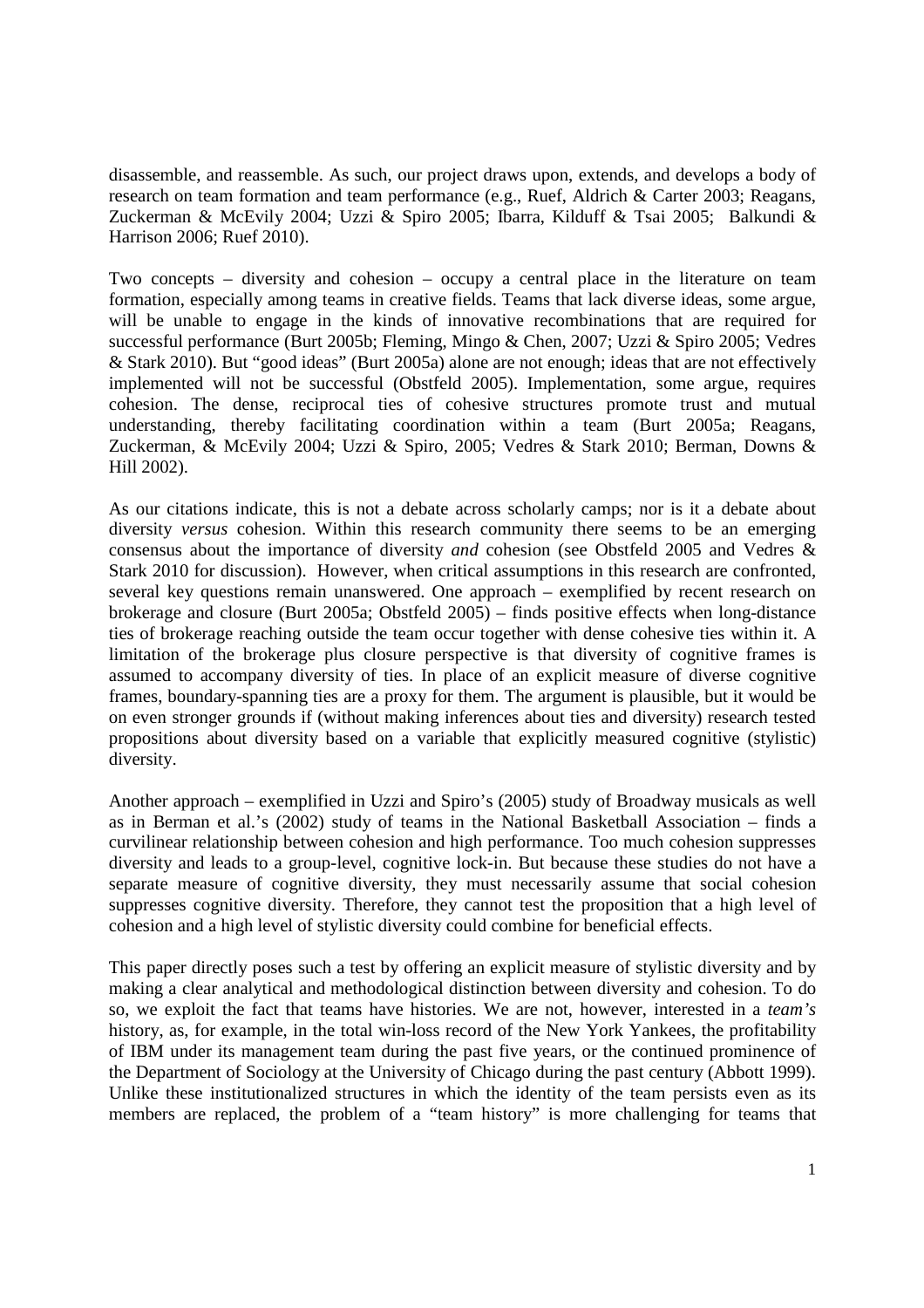disassemble, and reassemble. As such, our project draws upon, extends, and develops a body of research on team formation and team performance (e.g., Ruef, Aldrich & Carter 2003; Reagans, Zuckerman & McEvily 2004; Uzzi & Spiro 2005; Ibarra, Kilduff & Tsai 2005; Balkundi & Harrison 2006; Ruef 2010).

Two concepts – diversity and cohesion – occupy a central place in the literature on team formation, especially among teams in creative fields. Teams that lack diverse ideas, some argue, will be unable to engage in the kinds of innovative recombinations that are required for successful performance (Burt 2005b; Fleming, Mingo & Chen, 2007; Uzzi & Spiro 2005; Vedres & Stark 2010). But "good ideas" (Burt 2005a) alone are not enough; ideas that are not effectively implemented will not be successful (Obstfeld 2005). Implementation, some argue, requires cohesion. The dense, reciprocal ties of cohesive structures promote trust and mutual understanding, thereby facilitating coordination within a team (Burt 2005a; Reagans, Zuckerman, & McEvily 2004; Uzzi & Spiro, 2005; Vedres & Stark 2010; Berman, Downs & Hill 2002).

As our citations indicate, this is not a debate across scholarly camps; nor is it a debate about diversity *versus* cohesion. Within this research community there seems to be an emerging consensus about the importance of diversity *and* cohesion (see Obstfeld 2005 and Vedres & Stark 2010 for discussion). However, when critical assumptions in this research are confronted, several key questions remain unanswered. One approach – exemplified by recent research on brokerage and closure (Burt 2005a; Obstfeld 2005) – finds positive effects when long-distance ties of brokerage reaching outside the team occur together with dense cohesive ties within it. A limitation of the brokerage plus closure perspective is that diversity of cognitive frames is assumed to accompany diversity of ties. In place of an explicit measure of diverse cognitive frames, boundary-spanning ties are a proxy for them. The argument is plausible, but it would be on even stronger grounds if (without making inferences about ties and diversity) research tested propositions about diversity based on a variable that explicitly measured cognitive (stylistic) diversity.

Another approach – exemplified in Uzzi and Spiro's (2005) study of Broadway musicals as well as in Berman et al.'s (2002) study of teams in the National Basketball Association – finds a curvilinear relationship between cohesion and high performance. Too much cohesion suppresses diversity and leads to a group-level, cognitive lock-in. But because these studies do not have a separate measure of cognitive diversity, they must necessarily assume that social cohesion suppresses cognitive diversity. Therefore, they cannot test the proposition that a high level of cohesion and a high level of stylistic diversity could combine for beneficial effects.

This paper directly poses such a test by offering an explicit measure of stylistic diversity and by making a clear analytical and methodological distinction between diversity and cohesion. To do so, we exploit the fact that teams have histories. We are not, however, interested in a *team's* history, as, for example, in the total win-loss record of the New York Yankees, the profitability of IBM under its management team during the past five years, or the continued prominence of the Department of Sociology at the University of Chicago during the past century (Abbott 1999). Unlike these institutionalized structures in which the identity of the team persists even as its members are replaced, the problem of a "team history" is more challenging for teams that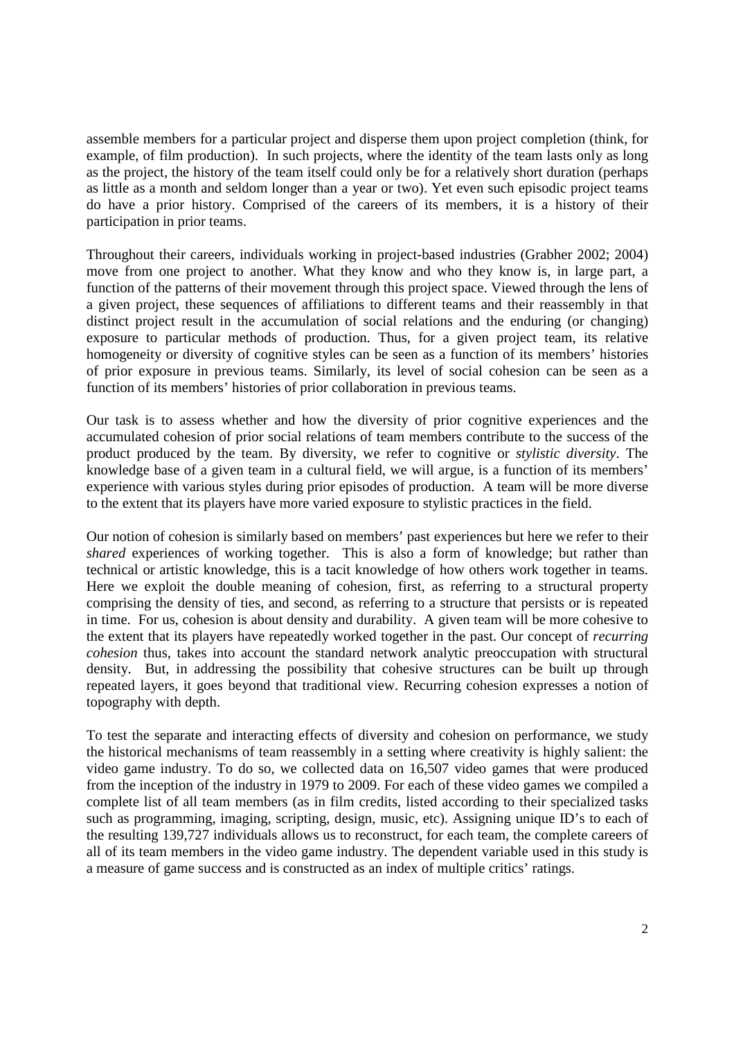assemble members for a particular project and disperse them upon project completion (think, for example, of film production). In such projects, where the identity of the team lasts only as long as the project, the history of the team itself could only be for a relatively short duration (perhaps as little as a month and seldom longer than a year or two). Yet even such episodic project teams do have a prior history. Comprised of the careers of its members, it is a history of their participation in prior teams.

Throughout their careers, individuals working in project-based industries (Grabher 2002; 2004) move from one project to another. What they know and who they know is, in large part, a function of the patterns of their movement through this project space. Viewed through the lens of a given project, these sequences of affiliations to different teams and their reassembly in that distinct project result in the accumulation of social relations and the enduring (or changing) exposure to particular methods of production. Thus, for a given project team, its relative homogeneity or diversity of cognitive styles can be seen as a function of its members' histories of prior exposure in previous teams. Similarly, its level of social cohesion can be seen as a function of its members' histories of prior collaboration in previous teams.

Our task is to assess whether and how the diversity of prior cognitive experiences and the accumulated cohesion of prior social relations of team members contribute to the success of the product produced by the team. By diversity, we refer to cognitive or *stylistic diversity*. The knowledge base of a given team in a cultural field, we will argue, is a function of its members' experience with various styles during prior episodes of production. A team will be more diverse to the extent that its players have more varied exposure to stylistic practices in the field.

Our notion of cohesion is similarly based on members' past experiences but here we refer to their *shared* experiences of working together. This is also a form of knowledge; but rather than technical or artistic knowledge, this is a tacit knowledge of how others work together in teams. Here we exploit the double meaning of cohesion, first, as referring to a structural property comprising the density of ties, and second, as referring to a structure that persists or is repeated in time. For us, cohesion is about density and durability. A given team will be more cohesive to the extent that its players have repeatedly worked together in the past. Our concept of *recurring cohesion* thus, takes into account the standard network analytic preoccupation with structural density. But, in addressing the possibility that cohesive structures can be built up through repeated layers, it goes beyond that traditional view. Recurring cohesion expresses a notion of topography with depth.

To test the separate and interacting effects of diversity and cohesion on performance, we study the historical mechanisms of team reassembly in a setting where creativity is highly salient: the video game industry. To do so, we collected data on 16,507 video games that were produced from the inception of the industry in 1979 to 2009. For each of these video games we compiled a complete list of all team members (as in film credits, listed according to their specialized tasks such as programming, imaging, scripting, design, music, etc). Assigning unique ID's to each of the resulting 139,727 individuals allows us to reconstruct, for each team, the complete careers of all of its team members in the video game industry. The dependent variable used in this study is a measure of game success and is constructed as an index of multiple critics' ratings.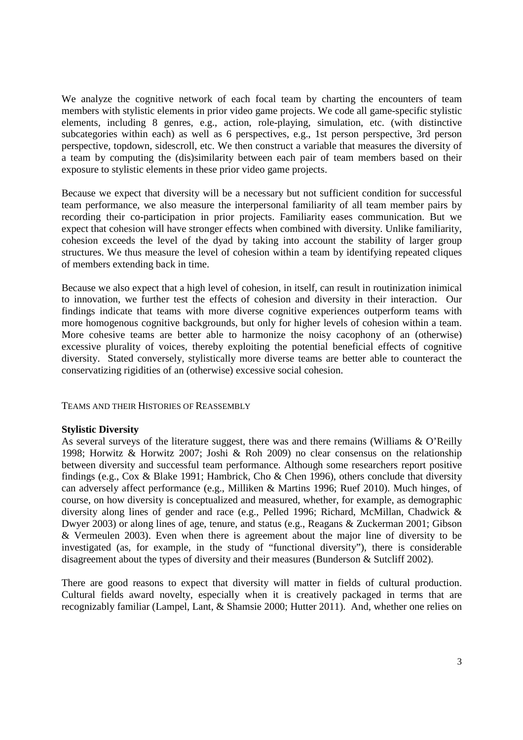We analyze the cognitive network of each focal team by charting the encounters of team members with stylistic elements in prior video game projects. We code all game-specific stylistic elements, including 8 genres, e.g., action, role-playing, simulation, etc. (with distinctive subcategories within each) as well as 6 perspectives, e.g., 1st person perspective, 3rd person perspective, topdown, sidescroll, etc. We then construct a variable that measures the diversity of a team by computing the (dis)similarity between each pair of team members based on their exposure to stylistic elements in these prior video game projects.

Because we expect that diversity will be a necessary but not sufficient condition for successful team performance, we also measure the interpersonal familiarity of all team member pairs by recording their co-participation in prior projects. Familiarity eases communication. But we expect that cohesion will have stronger effects when combined with diversity. Unlike familiarity, cohesion exceeds the level of the dyad by taking into account the stability of larger group structures. We thus measure the level of cohesion within a team by identifying repeated cliques of members extending back in time.

Because we also expect that a high level of cohesion, in itself, can result in routinization inimical to innovation, we further test the effects of cohesion and diversity in their interaction. Our findings indicate that teams with more diverse cognitive experiences outperform teams with more homogenous cognitive backgrounds, but only for higher levels of cohesion within a team. More cohesive teams are better able to harmonize the noisy cacophony of an (otherwise) excessive plurality of voices, thereby exploiting the potential beneficial effects of cognitive diversity. Stated conversely, stylistically more diverse teams are better able to counteract the conservatizing rigidities of an (otherwise) excessive social cohesion.

## TEAMS AND THEIR HISTORIES OF REASSEMBLY

### Stylistic Diversity

As several surveys of the literature suggest, there was and there remains (Williams & O'Reilly 1998; Horwitz & Horwitz 2007; Joshi & Roh 2009) no clear consensus on the relationship between diversity and successful team performance. Although some researchers report positive findings (e.g., Cox & Blake 1991; Hambrick, Cho & Chen 1996), others conclude that diversity can adversely affect performance (e.g., Milliken & Martins 1996; Ruef 2010). Much hinges, of course, on how diversity is conceptualized and measured, whether, for example, as demographic diversity along lines of gender and race (e.g., Pelled 1996; Richard, McMillan, Chadwick & Dwyer 2003) or along lines of age, tenure, and status (e.g., Reagans & Zuckerman 2001; Gibson & Vermeulen 2003). Even when there is agreement about the major line of diversity to be investigated (as, for example, in the study of "functional diversity"), there is considerable disagreement about the types of diversity and their measures (Bunderson & Sutcliff 2002).

There are good reasons to expect that diversity will matter in fields of cultural production. Cultural fields award novelty, especially when it is creatively packaged in terms that are recognizably familiar (Lampel, Lant, & Shamsie 2000; Hutter 2011). And, whether one relies on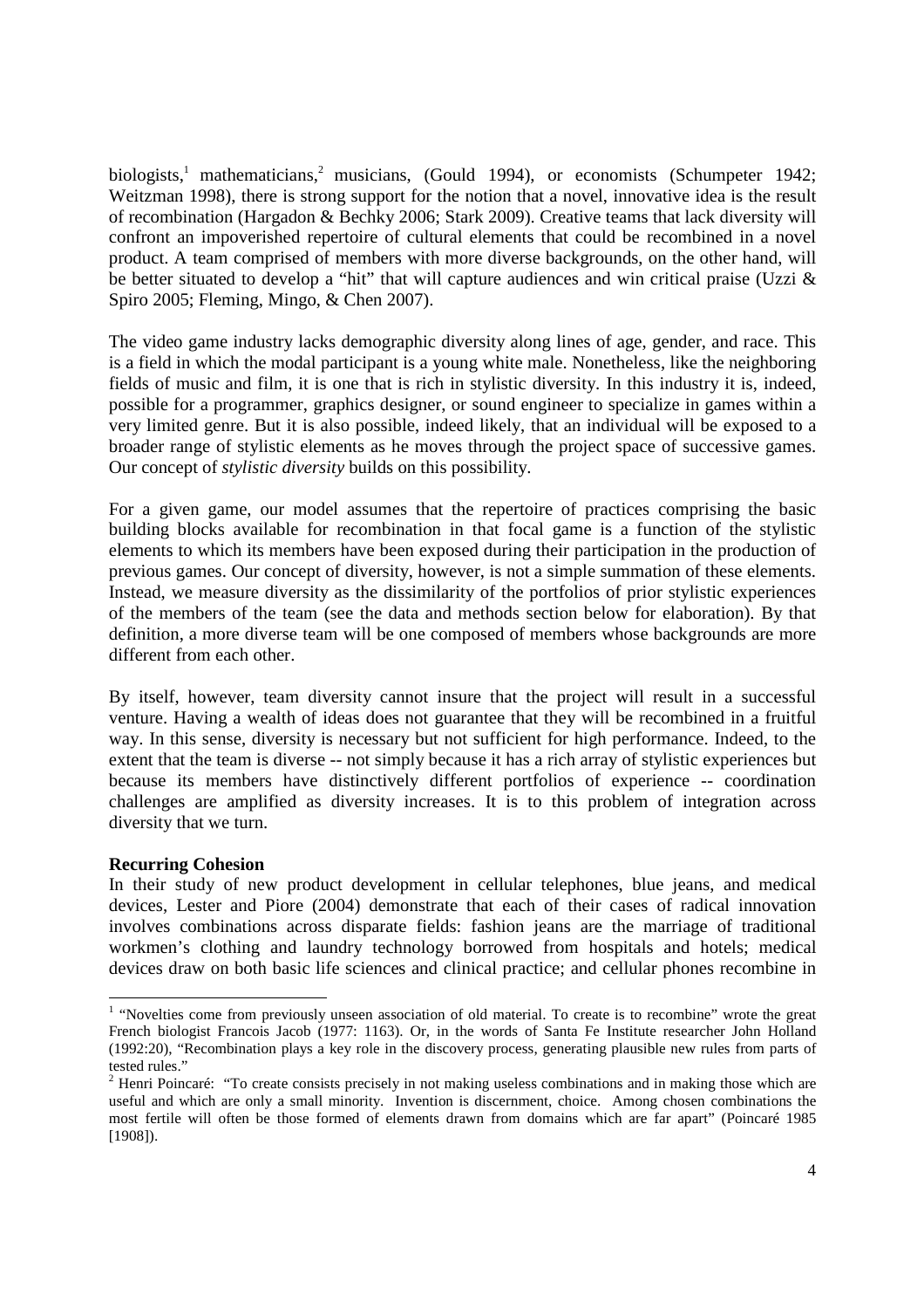biologists,[1] mathematicians,[2] musicians, (Gould 1994), or economists (Schumpeter 1942; Weitzman 1998), there is strong support for the notion that a novel, innovative idea is the result of recombination (Hargadon & Bechky 2006; Stark 2009). Creative teams that lack diversity will confront an impoverished repertoire of cultural elements that could be recombined in a novel product. A team comprised of members with more diverse backgrounds, on the other hand, will be better situated to develop a "hit" that will capture audiences and win critical praise (Uzzi & Spiro 2005; Fleming, Mingo, & Chen 2007).

The video game industry lacks demographic diversity along lines of age, gender, and race. This is a field in which the modal participant is a young white male. Nonetheless, like the neighboring fields of music and film, it is one that is rich in stylistic diversity. In this industry it is, indeed, possible for a programmer, graphics designer, or sound engineer to specialize in games within a very limited genre. But it is also possible, indeed likely, that an individual will be exposed to a broader range of stylistic elements as he moves through the project space of successive games. Our concept of *stylistic diversity* builds on this possibility.

For a given game, our model assumes that the repertoire of practices comprising the basic building blocks available for recombination in that focal game is a function of the stylistic elements to which its members have been exposed during their participation in the production of previous games. Our concept of diversity, however, is not a simple summation of these elements. Instead, we measure diversity as the dissimilarity of the portfolios of prior stylistic experiences of the members of the team (see the data and methods section below for elaboration). By that definition, a more diverse team will be one composed of members whose backgrounds are more different from each other.

By itself, however, team diversity cannot insure that the project will result in a successful venture. Having a wealth of ideas does not guarantee that they will be recombined in a fruitful way. In this sense, diversity is necessary but not sufficient for high performance. Indeed, to the extent that the team is diverse -- not simply because it has a rich array of stylistic experiences but because its members have distinctively different portfolios of experience -- coordination challenges are amplified as diversity increases. It is to this problem of integration across diversity that we turn.

**Recurring Cohesion**

In their study of new product development in cellular telephones, blue jeans, and medical devices, Lester and Piore (2004) demonstrate that each of their cases of radical innovation involves combinations across disparate fields: fashion jeans are the marriage of traditional workmen's clothing and laundry technology borrowed from hospitals and hotels; medical devices draw on both basic life sciences and clinical practice; and cellular phones recombine in

[1] "Novelties come from previously unseen association of old material. To create is to recombine" wrote the great French biologist Francois Jacob (1977: 1163). Or, in the words of Santa Fe Institute researcher John Holland (1992:20), "Recombination plays a key role in the discovery process, generating plausible new rules from parts of tested rules."

[2] Henri Poincaré: "To create consists precisely in not making useless combinations and in making those which are useful and which are only a small minority. Invention is discernment, choice. Among chosen combinations the most fertile will often be those formed of elements drawn from domains which are far apart" (Poincaré 1985 [1908]).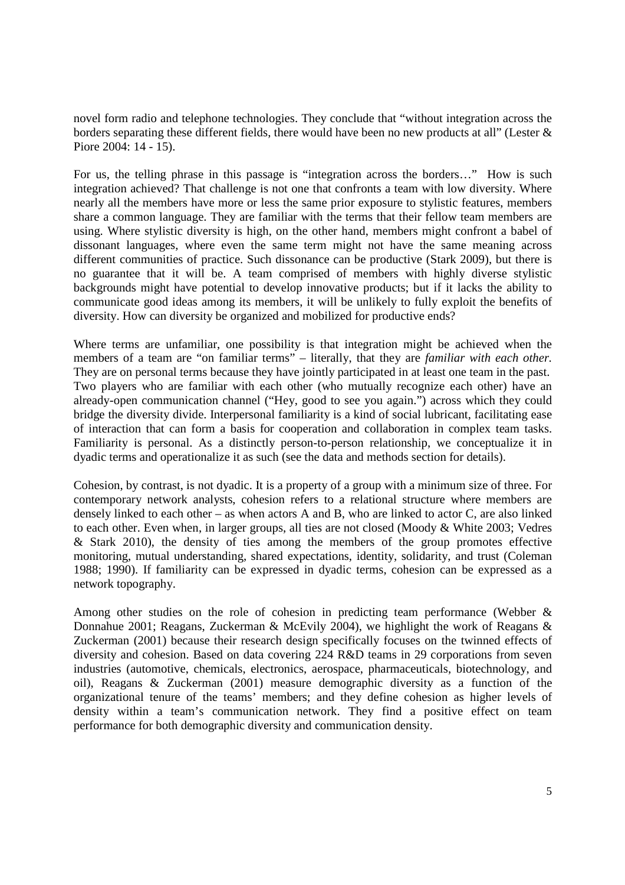novel form radio and telephone technologies. They conclude that "without integration across the borders separating these different fields, there would have been no new products at all" (Lester & Piore 2004: 14 - 15).

For us, the telling phrase in this passage is "integration across the borders…" How is such integration achieved? That challenge is not one that confronts a team with low diversity. Where nearly all the members have more or less the same prior exposure to stylistic features, members share a common language. They are familiar with the terms that their fellow team members are using. Where stylistic diversity is high, on the other hand, members might confront a babel of dissonant languages, where even the same term might not have the same meaning across different communities of practice. Such dissonance can be productive (Stark 2009), but there is no guarantee that it will be. A team comprised of members with highly diverse stylistic backgrounds might have potential to develop innovative products; but if it lacks the ability to communicate good ideas among its members, it will be unlikely to fully exploit the benefits of diversity. How can diversity be organized and mobilized for productive ends?

Where terms are unfamiliar, one possibility is that integration might be achieved when the members of a team are "on familiar terms" – literally, that they are *familiar with each other.* They are on personal terms because they have jointly participated in at least one team in the past. Two players who are familiar with each other (who mutually recognize each other) have an already-open communication channel ("Hey, good to see you again.") across which they could bridge the diversity divide. Interpersonal familiarity is a kind of social lubricant, facilitating ease of interaction that can form a basis for cooperation and collaboration in complex team tasks. Familiarity is personal. As a distinctly person-to-person relationship, we conceptualize it in dyadic terms and operationalize it as such (see the data and methods section for details).

Cohesion, by contrast, is not dyadic. It is a property of a group with a minimum size of three. For contemporary network analysts, cohesion refers to a relational structure where members are densely linked to each other – as when actors A and B, who are linked to actor C, are also linked to each other. Even when, in larger groups, all ties are not closed (Moody & White 2003; Vedres & Stark 2010), the density of ties among the members of the group promotes effective monitoring, mutual understanding, shared expectations, identity, solidarity, and trust (Coleman 1988; 1990). If familiarity can be expressed in dyadic terms, cohesion can be expressed as a network topography.

Among other studies on the role of cohesion in predicting team performance (Webber & Donnahue 2001; Reagans, Zuckerman & McEvily 2004), we highlight the work of Reagans & Zuckerman (2001) because their research design specifically focuses on the twinned effects of diversity and cohesion. Based on data covering 224 R&D teams in 29 corporations from seven industries (automotive, chemicals, electronics, aerospace, pharmaceuticals, biotechnology, and oil), Reagans & Zuckerman (2001) measure demographic diversity as a function of the organizational tenure of the teams' members; and they define cohesion as higher levels of density within a team's communication network. They find a positive effect on team performance for both demographic diversity and communication density.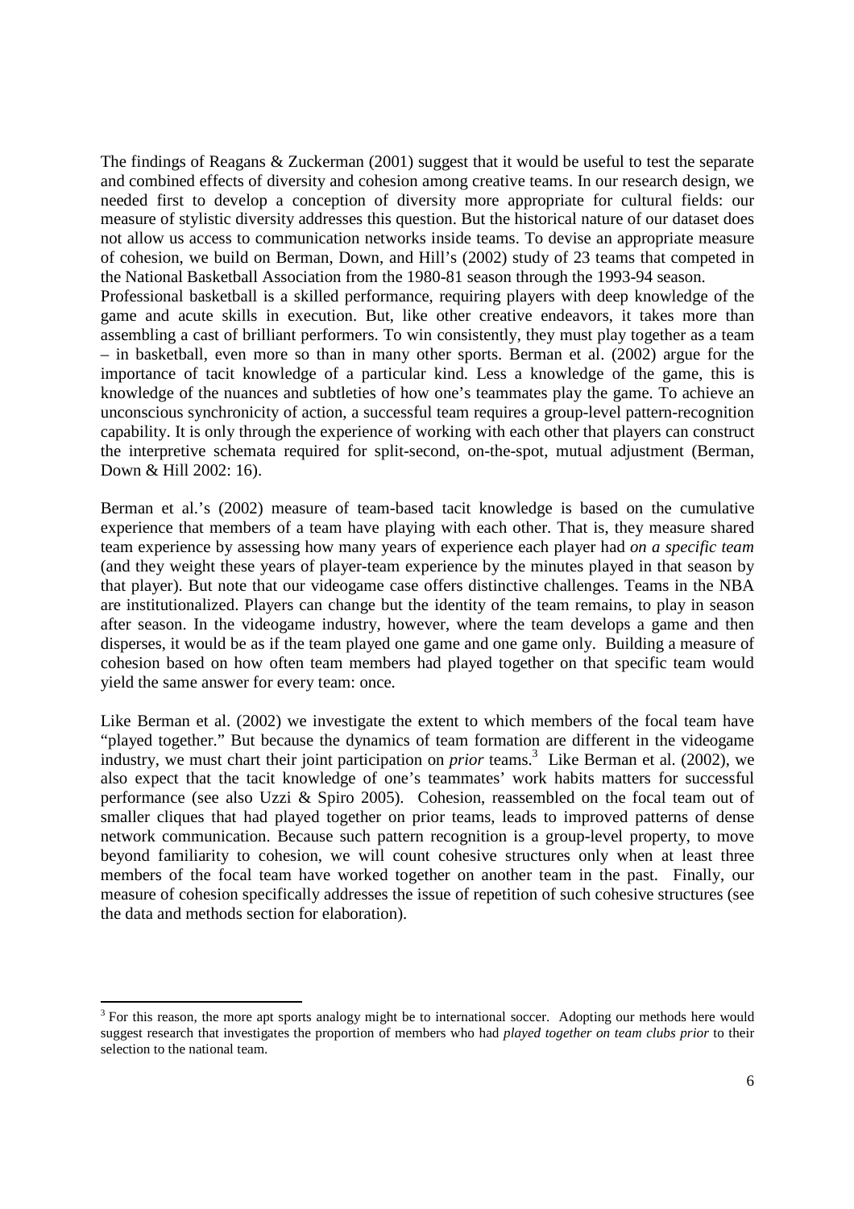The findings of Reagans & Zuckerman (2001) suggest that it would be useful to test the separate and combined effects of diversity and cohesion among creative teams. In our research design, we needed first to develop a conception of diversity more appropriate for cultural fields: our measure of stylistic diversity addresses this question. But the historical nature of our dataset does not allow us access to communication networks inside teams. To devise an appropriate measure of cohesion, we build on Berman, Down, and Hill's (2002) study of 23 teams that competed in the National Basketball Association from the 1980-81 season through the 1993-94 season.

Professional basketball is a skilled performance, requiring players with deep knowledge of the game and acute skills in execution. But, like other creative endeavors, it takes more than assembling a cast of brilliant performers. To win consistently, they must play together as a team – in basketball, even more so than in many other sports. Berman et al. (2002) argue for the importance of tacit knowledge of a particular kind. Less a knowledge of the game, this is knowledge of the nuances and subtleties of how one's teammates play the game. To achieve an unconscious synchronicity of action, a successful team requires a group-level pattern-recognition capability. It is only through the experience of working with each other that players can construct the interpretive schemata required for split-second, on-the-spot, mutual adjustment (Berman, Down & Hill 2002: 16).

Berman et al.'s (2002) measure of team-based tacit knowledge is based on the cumulative experience that members of a team have playing with each other. That is, they measure shared team experience by assessing how many years of experience each player had *on a specific team* (and they weight these years of player-team experience by the minutes played in that season by that player). But note that our videogame case offers distinctive challenges. Teams in the NBA are institutionalized. Players can change but the identity of the team remains, to play in season after season. In the videogame industry, however, where the team develops a game and then disperses, it would be as if the team played one game and one game only. Building a measure of cohesion based on how often team members had played together on that specific team would yield the same answer for every team: once.

Like Berman et al. (2002) we investigate the extent to which members of the focal team have "played together." But because the dynamics of team formation are different in the videogame industry, we must chart their joint participation on *prior* teams.[3] Like Berman et al. (2002), we also expect that the tacit knowledge of one's teammates' work habits matters for successful performance (see also Uzzi & Spiro 2005). Cohesion, reassembled on the focal team out of smaller cliques that had played together on prior teams, leads to improved patterns of dense network communication. Because such pattern recognition is a group-level property, to move beyond familiarity to cohesion, we will count cohesive structures only when at least three members of the focal team have worked together on another team in the past. Finally, our measure of cohesion specifically addresses the issue of repetition of such cohesive structures (see the data and methods section for elaboration).

[3] For this reason, the more apt sports analogy might be to international soccer. Adopting our methods here would suggest research that investigates the proportion of members who had *played together on team clubs prior* to their selection to the national team.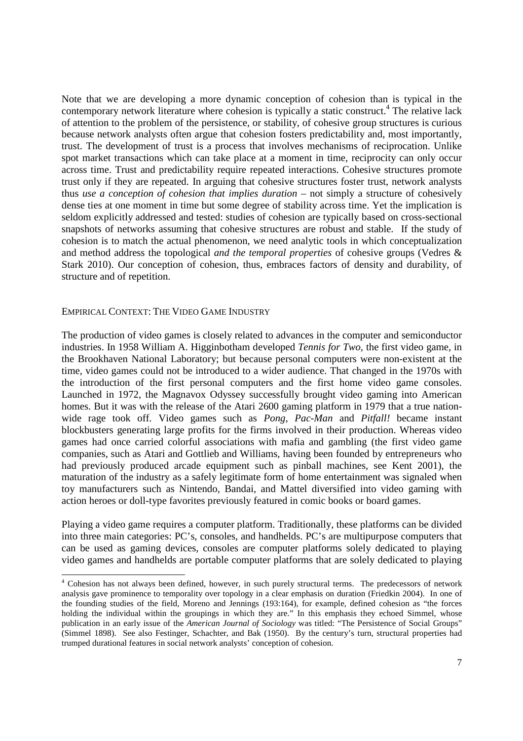Note that we are developing a more dynamic conception of cohesion than is typical in the contemporary network literature where cohesion is typically a static construct.[4] The relative lack of attention to the problem of the persistence, or stability, of cohesive group structures is curious because network analysts often argue that cohesion fosters predictability and, most importantly, trust. The development of trust is a process that involves mechanisms of reciprocation. Unlike spot market transactions which can take place at a moment in time, reciprocity can only occur across time. Trust and predictability require repeated interactions. Cohesive structures promote trust only if they are repeated. In arguing that cohesive structures foster trust, network analysts thus *use a conception of cohesion that implies duration* – not simply a structure of cohesively dense ties at one moment in time but some degree of stability across time. Yet the implication is seldom explicitly addressed and tested: studies of cohesion are typically based on cross-sectional snapshots of networks assuming that cohesive structures are robust and stable. If the study of cohesion is to match the actual phenomenon, we need analytic tools in which conceptualization and method address the topological *and the temporal properties* of cohesive groups (Vedres & Stark 2010). Our conception of cohesion, thus, embraces factors of density and durability, of structure and of repetition.

## EMPIRICAL CONTEXT: THE VIDEO GAME INDUSTRY

The production of video games is closely related to advances in the computer and semiconductor industries. In 1958 William A. Higginbotham developed *Tennis for Two*, the first video game, in the Brookhaven National Laboratory; but because personal computers were non-existent at the time, video games could not be introduced to a wider audience. That changed in the 1970s with the introduction of the first personal computers and the first home video game consoles. Launched in 1972, the Magnavox Odyssey successfully brought video gaming into American homes. But it was with the release of the Atari 2600 gaming platform in 1979 that a true nation-wide rage took off. Video games such as *Pong*, *Pac-Man* and *Pitfall!* became instant blockbusters generating large profits for the firms involved in their production. Whereas video games had once carried colorful associations with mafia and gambling (the first video game companies, such as Atari and Gottlieb and Williams, having been founded by entrepreneurs who had previously produced arcade equipment such as pinball machines, see Kent 2001), the maturation of the industry as a safely legitimate form of home entertainment was signaled when toy manufacturers such as Nintendo, Bandai, and Mattel diversified into video gaming with action heroes or doll-type favorites previously featured in comic books or board games.

Playing a video game requires a computer platform. Traditionally, these platforms can be divided into three main categories: PC's, consoles, and handhelds. PC's are multipurpose computers that can be used as gaming devices, consoles are computer platforms solely dedicated to playing video games and handhelds are portable computer platforms that are solely dedicated to playing

---

[4] Cohesion has not always been defined, however, in such purely structural terms. The predecessors of network analysis gave prominence to temporality over topology in a clear emphasis on duration (Friedkin 2004). In one of the founding studies of the field, Moreno and Jennings (193:164), for example, defined cohesion as "the forces holding the individual within the groupings in which they are." In this emphasis they echoed Simmel, whose publication in an early issue of the *American Journal of Sociology* was titled: "The Persistence of Social Groups" (Simmel 1898). See also Festinger, Schachter, and Bak (1950). By the century's turn, structural properties had trumped durational features in social network analysts' conception of cohesion.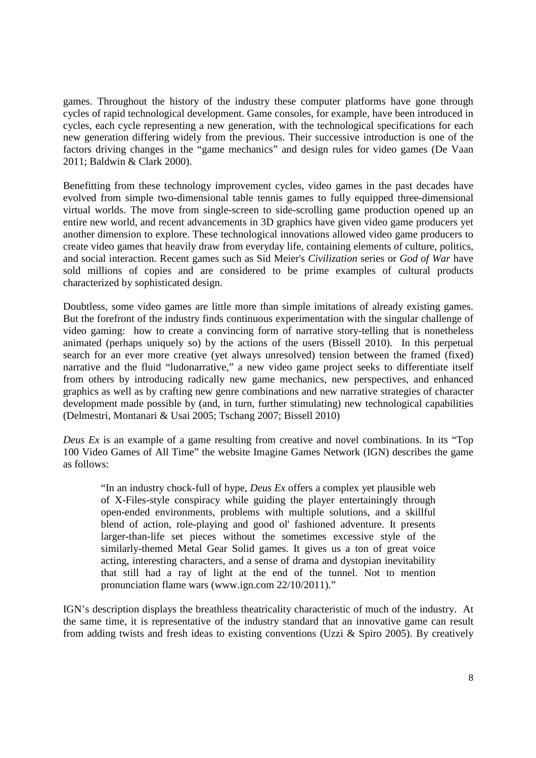games. Throughout the history of the industry these computer platforms have gone through cycles of rapid technological development. Game consoles, for example, have been introduced in cycles, each cycle representing a new generation, with the technological specifications for each new generation differing widely from the previous. Their successive introduction is one of the factors driving changes in the "game mechanics" and design rules for video games (De Vaan 2011; Baldwin & Clark 2000).

Benefitting from these technology improvement cycles, video games in the past decades have evolved from simple two-dimensional table tennis games to fully equipped three-dimensional virtual worlds. The move from single-screen to side-scrolling game production opened up an entire new world, and recent advancements in 3D graphics have given video game producers yet another dimension to explore. These technological innovations allowed video game producers to create video games that heavily draw from everyday life, containing elements of culture, politics, and social interaction. Recent games such as Sid Meier's *Civilization* series or *God of War* have sold millions of copies and are considered to be prime examples of cultural products characterized by sophisticated design.

Doubtless, some video games are little more than simple imitations of already existing games. But the forefront of the industry finds continuous experimentation with the singular challenge of video gaming: how to create a convincing form of narrative story-telling that is nonetheless animated (perhaps uniquely so) by the actions of the users (Bissell 2010). In this perpetual search for an ever more creative (yet always unresolved) tension between the framed (fixed) narrative and the fluid "ludonarrative," a new video game project seeks to differentiate itself from others by introducing radically new game mechanics, new perspectives, and enhanced graphics as well as by crafting new genre combinations and new narrative strategies of character development made possible by (and, in turn, further stimulating) new technological capabilities (Delmestri, Montanari & Usai 2005; Tschang 2007; Bissell 2010)

*Deus Ex* is an example of a game resulting from creative and novel combinations. In its "Top 100 Video Games of All Time" the website Imagine Games Network (IGN) describes the game as follows:

> "In an industry chock-full of hype, *Deus Ex* offers a complex yet plausible web of X-Files-style conspiracy while guiding the player entertainingly through open-ended environments, problems with multiple solutions, and a skillful blend of action, role-playing and good ol' fashioned adventure. It presents larger-than-life set pieces without the sometimes excessive style of the similarly-themed Metal Gear Solid games. It gives us a ton of great voice acting, interesting characters, and a sense of drama and dystopian inevitability that still had a ray of light at the end of the tunnel. Not to mention pronunciation flame wars (www.ign.com 22/10/2011)."

IGN's description displays the breathless theatricality characteristic of much of the industry. At the same time, it is representative of the industry standard that an innovative game can result from adding twists and fresh ideas to existing conventions (Uzzi & Spiro 2005). By creatively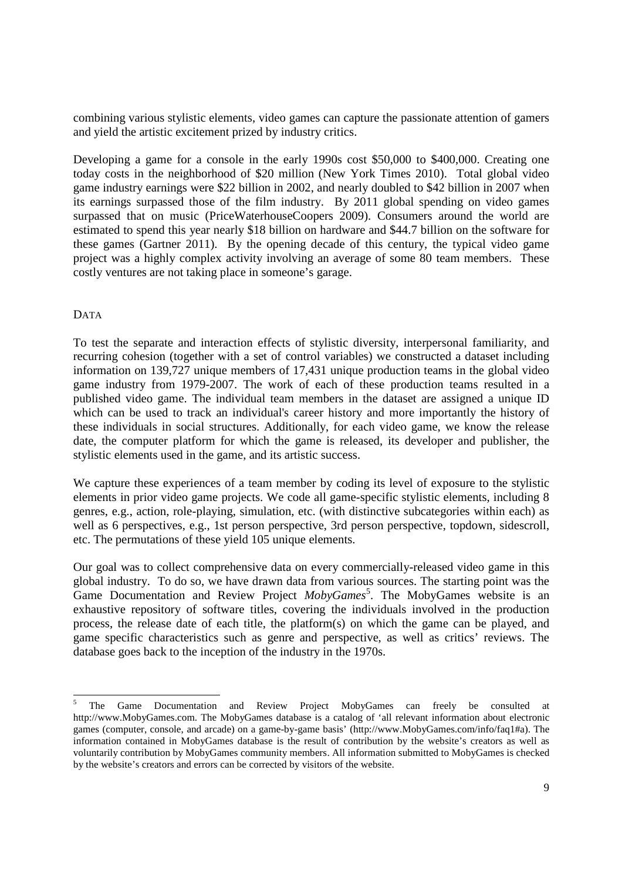combining various stylistic elements, video games can capture the passionate attention of gamers and yield the artistic excitement prized by industry critics.

Developing a game for a console in the early 1990s cost \$50,000 to \$400,000. Creating one today costs in the neighborhood of \$20 million (New York Times 2010). Total global video game industry earnings were \$22 billion in 2002, and nearly doubled to \$42 billion in 2007 when its earnings surpassed those of the film industry. By 2011 global spending on video games surpassed that on music (PriceWaterhouseCoopers 2009). Consumers around the world are estimated to spend this year nearly \$18 billion on hardware and \$44.7 billion on the software for these games (Gartner 2011). By the opening decade of this century, the typical video game project was a highly complex activity involving an average of some 80 team members. These costly ventures are not taking place in someone's garage.

## DATA

To test the separate and interaction effects of stylistic diversity, interpersonal familiarity, and recurring cohesion (together with a set of control variables) we constructed a dataset including information on 139,727 unique members of 17,431 unique production teams in the global video game industry from 1979-2007. The work of each of these production teams resulted in a published video game. The individual team members in the dataset are assigned a unique ID which can be used to track an individual's career history and more importantly the history of these individuals in social structures. Additionally, for each video game, we know the release date, the computer platform for which the game is released, its developer and publisher, the stylistic elements used in the game, and its artistic success.

We capture these experiences of a team member by coding its level of exposure to the stylistic elements in prior video game projects. We code all game-specific stylistic elements, including 8 genres, e.g., action, role-playing, simulation, etc. (with distinctive subcategories within each) as well as 6 perspectives, e.g., 1st person perspective, 3rd person perspective, topdown, sidescroll, etc. The permutations of these yield 105 unique elements.

Our goal was to collect comprehensive data on every commercially-released video game in this global industry. To do so, we have drawn data from various sources. The starting point was the Game Documentation and Review Project *MobyGames*[5]. The MobyGames website is an exhaustive repository of software titles, covering the individuals involved in the production process, the release date of each title, the platform(s) on which the game can be played, and game specific characteristics such as genre and perspective, as well as critics' reviews. The database goes back to the inception of the industry in the 1970s.

---

[5] The Game Documentation and Review Project MobyGames can freely be consulted at http://www.MobyGames.com. The MobyGames database is a catalog of 'all relevant information about electronic games (computer, console, and arcade) on a game-by-game basis' (http://www.MobyGames.com/info/faq1#a). The information contained in MobyGames database is the result of contribution by the website's creators as well as voluntarily contribution by MobyGames community members. All information submitted to MobyGames is checked by the website's creators and errors can be corrected by visitors of the website.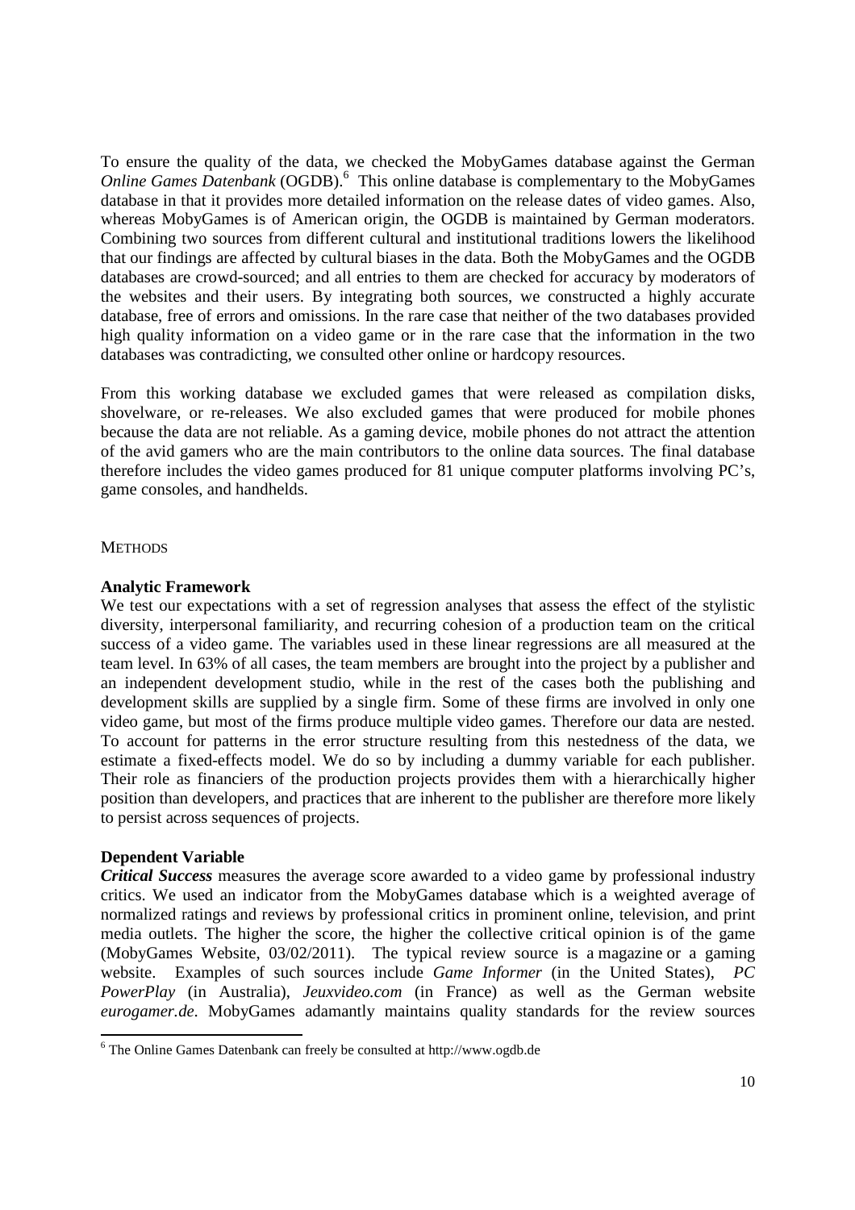To ensure the quality of the data, we checked the MobyGames database against the German *Online Games Datenbank* (OGDB).[6] This online database is complementary to the MobyGames database in that it provides more detailed information on the release dates of video games. Also, whereas MobyGames is of American origin, the OGDB is maintained by German moderators. Combining two sources from different cultural and institutional traditions lowers the likelihood that our findings are affected by cultural biases in the data. Both the MobyGames and the OGDB databases are crowd-sourced; and all entries to them are checked for accuracy by moderators of the websites and their users. By integrating both sources, we constructed a highly accurate database, free of errors and omissions. In the rare case that neither of the two databases provided high quality information on a video game or in the rare case that the information in the two databases was contradicting, we consulted other online or hardcopy resources.

From this working database we excluded games that were released as compilation disks, shovelware, or re-releases. We also excluded games that were produced for mobile phones because the data are not reliable. As a gaming device, mobile phones do not attract the attention of the avid gamers who are the main contributors to the online data sources. The final database therefore includes the video games produced for 81 unique computer platforms involving PC's, game consoles, and handhelds.

## METHODS

### Analytic Framework

We test our expectations with a set of regression analyses that assess the effect of the stylistic diversity, interpersonal familiarity, and recurring cohesion of a production team on the critical success of a video game. The variables used in these linear regressions are all measured at the team level. In 63% of all cases, the team members are brought into the project by a publisher and an independent development studio, while in the rest of the cases both the publishing and development skills are supplied by a single firm. Some of these firms are involved in only one video game, but most of the firms produce multiple video games. Therefore our data are nested. To account for patterns in the error structure resulting from this nestedness of the data, we estimate a fixed-effects model. We do so by including a dummy variable for each publisher. Their role as financiers of the production projects provides them with a hierarchically higher position than developers, and practices that are inherent to the publisher are therefore more likely to persist across sequences of projects.

### Dependent Variable

***Critical Success*** measures the average score awarded to a video game by professional industry critics. We used an indicator from the MobyGames database which is a weighted average of normalized ratings and reviews by professional critics in prominent online, television, and print media outlets. The higher the score, the higher the collective critical opinion is of the game (MobyGames Website, 03/02/2011). The typical review source is a magazine or a gaming website. Examples of such sources include *Game Informer* (in the United States), *PC PowerPlay* (in Australia), *Jeuxvideo.com* (in France) as well as the German website *eurogamer.de*. MobyGames adamantly maintains quality standards for the review sources

[6] The Online Games Datenbank can freely be consulted at http://www.ogdb.de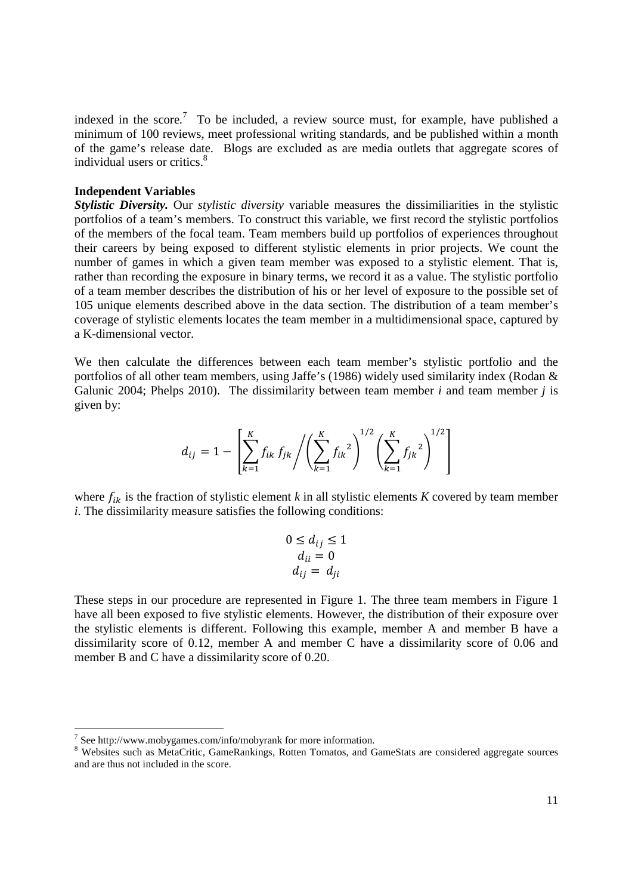indexed in the score.[7] To be included, a review source must, for example, have published a minimum of 100 reviews, meet professional writing standards, and be published within a month of the game's release date. Blogs are excluded as are media outlets that aggregate scores of individual users or critics.[8]

**Independent Variables**

***Stylistic Diversity.*** Our *stylistic diversity* variable measures the dissimiliarities in the stylistic portfolios of a team's members. To construct this variable, we first record the stylistic portfolios of the members of the focal team. Team members build up portfolios of experiences throughout their careers by being exposed to different stylistic elements in prior projects. We count the number of games in which a given team member was exposed to a stylistic element. That is, rather than recording the exposure in binary terms, we record it as a value. The stylistic portfolio of a team member describes the distribution of his or her level of exposure to the possible set of 105 unique elements described above in the data section. The distribution of a team member's coverage of stylistic elements locates the team member in a multidimensional space, captured by a K-dimensional vector.

We then calculate the differences between each team member's stylistic portfolio and the portfolios of all other team members, using Jaffe's (1986) widely used similarity index (Rodan & Galunic 2004; Phelps 2010). The dissimilarity between team member *i* and team member *j* is given by:

$$d_{ij} = 1 - \left[ \sum_{k=1}^{K} f_{ik}\, f_{jk} \Bigg/ \left( \sum_{k=1}^{K} {f_{ik}}^2 \right)^{1/2} \left( \sum_{k=1}^{K} {f_{jk}}^2 \right)^{1/2} \right]$$

where $f_{ik}$ is the fraction of stylistic element *k* in all stylistic elements *K* covered by team member *i*. The dissimilarity measure satisfies the following conditions:

$$0 \leq d_{ij} \leq 1$$
$$d_{ii} = 0$$
$$d_{ij} = d_{ji}$$

These steps in our procedure are represented in Figure 1. The three team members in Figure 1 have all been exposed to five stylistic elements. However, the distribution of their exposure over the stylistic elements is different. Following this example, member A and member B have a dissimilarity score of 0.12, member A and member C have a dissimilarity score of 0.06 and member B and C have a dissimilarity score of 0.20.

---

[7] See http://www.mobygames.com/info/mobyrank for more information.

[8] Websites such as MetaCritic, GameRankings, Rotten Tomatos, and GameStats are considered aggregate sources and are thus not included in the score.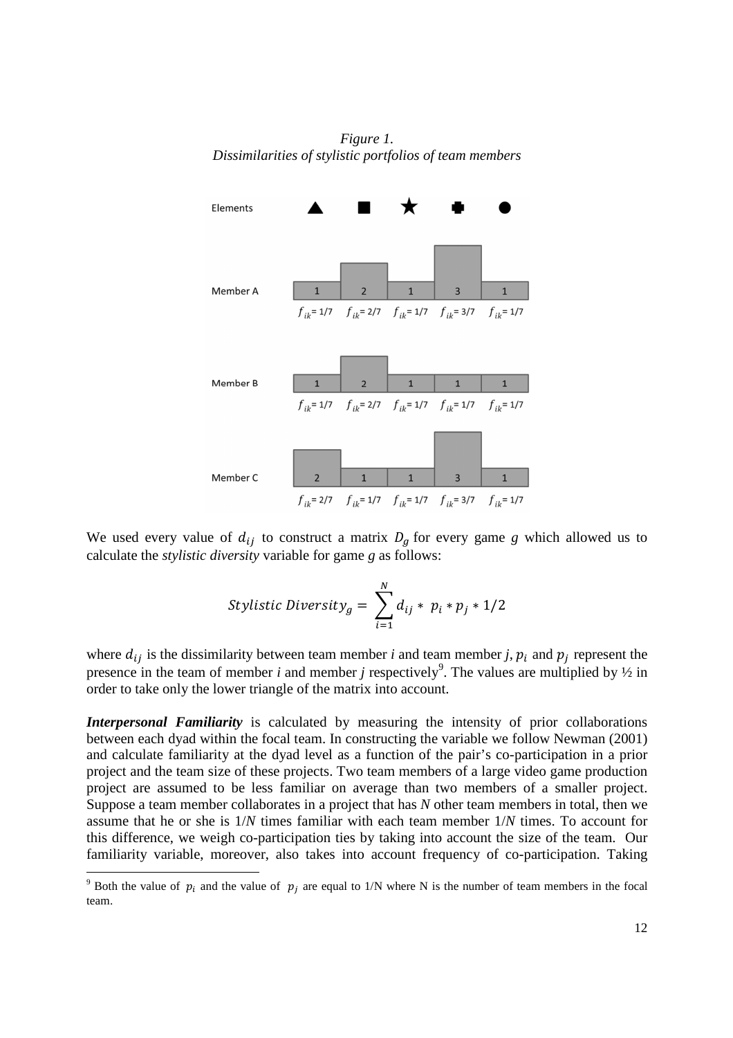*Figure 1.*
*Dissimilarities of stylistic portfolios of team members*

| Elements | ▲ | ■ | ★ | ✚ | ● |
|---|---|---|---|---|---|
| Member A | 1 | 2 | 1 | 3 | 1 |
| | $f_{ik}$= 1/7 | $f_{ik}$= 2/7 | $f_{ik}$= 1/7 | $f_{ik}$= 3/7 | $f_{ik}$= 1/7 |
| Member B | 1 | 2 | 1 | 1 | 1 |
| | $f_{ik}$= 1/7 | $f_{ik}$= 2/7 | $f_{ik}$= 1/7 | $f_{ik}$= 1/7 | $f_{ik}$= 1/7 |
| Member C | 2 | 1 | 1 | 3 | 1 |
| | $f_{ik}$= 2/7 | $f_{ik}$= 1/7 | $f_{ik}$= 1/7 | $f_{ik}$= 3/7 | $f_{ik}$= 1/7 |

We used every value of $d_{ij}$ to construct a matrix $D_g$ for every game *g* which allowed us to calculate the *stylistic diversity* variable for game *g* as follows:

$$Stylistic\ Diversity_g = \sum_{i=1}^{N} d_{ij} * \ p_i * p_j * 1/2$$

where $d_{ij}$ is the dissimilarity between team member *i* and team member *j*, $p_i$ and $p_j$ represent the presence in the team of member *i* and member *j* respectively[9]. The values are multiplied by ½ in order to take only the lower triangle of the matrix into account.

***Interpersonal Familiarity*** is calculated by measuring the intensity of prior collaborations between each dyad within the focal team. In constructing the variable we follow Newman (2001) and calculate familiarity at the dyad level as a function of the pair's co-participation in a prior project and the team size of these projects. Two team members of a large video game production project are assumed to be less familiar on average than two members of a smaller project. Suppose a team member collaborates in a project that has *N* other team members in total, then we assume that he or she is 1/*N* times familiar with each team member 1/*N* times. To account for this difference, we weigh co-participation ties by taking into account the size of the team. Our familiarity variable, moreover, also takes into account frequency of co-participation. Taking

[9] Both the value of $p_i$ and the value of $p_j$ are equal to 1/N where N is the number of team members in the focal team.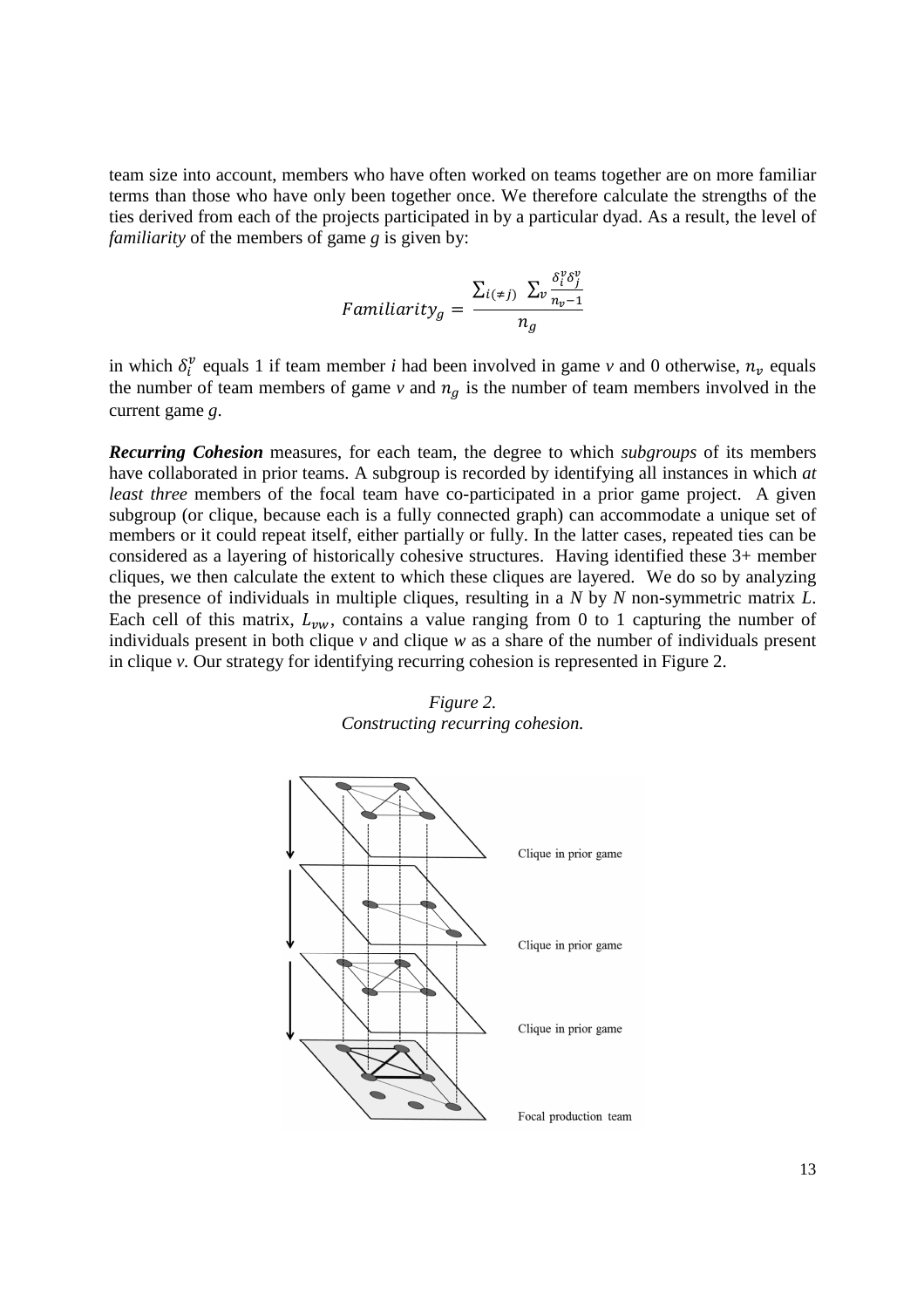team size into account, members who have often worked on teams together are on more familiar terms than those who have only been together once. We therefore calculate the strengths of the ties derived from each of the projects participated in by a particular dyad. As a result, the level of *familiarity* of the members of game *g* is given by:

$$Familiarity_g = \frac{\sum_{i(\neq j)} \sum_v \frac{\delta_i^v \delta_j^v}{n_v - 1}}{n_g}$$

in which $\delta_i^v$ equals 1 if team member *i* had been involved in game *v* and 0 otherwise, $n_v$ equals the number of team members of game *v* and $n_g$ is the number of team members involved in the current game *g*.

***Recurring Cohesion*** measures, for each team, the degree to which *subgroups* of its members have collaborated in prior teams. A subgroup is recorded by identifying all instances in which *at least three* members of the focal team have co-participated in a prior game project. A given subgroup (or clique, because each is a fully connected graph) can accommodate a unique set of members or it could repeat itself, either partially or fully. In the latter cases, repeated ties can be considered as a layering of historically cohesive structures. Having identified these 3+ member cliques, we then calculate the extent to which these cliques are layered. We do so by analyzing the presence of individuals in multiple cliques, resulting in a *N* by *N* non-symmetric matrix *L*. Each cell of this matrix, $L_{vw}$, contains a value ranging from 0 to 1 capturing the number of individuals present in both clique *v* and clique *w* as a share of the number of individuals present in clique *v*. Our strategy for identifying recurring cohesion is represented in Figure 2.

*Figure 2.*
*Constructing recurring cohesion.*

Clique in prior game

Clique in prior game

Clique in prior game

Focal production team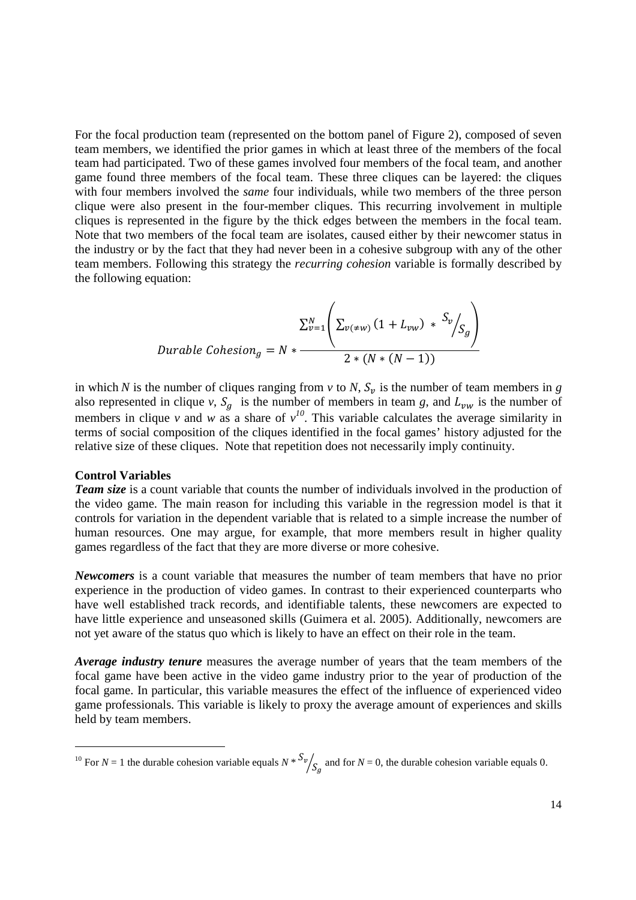For the focal production team (represented on the bottom panel of Figure 2), composed of seven team members, we identified the prior games in which at least three of the members of the focal team had participated. Two of these games involved four members of the focal team, and another game found three members of the focal team. These three cliques can be layered: the cliques with four members involved the *same* four individuals, while two members of the three person clique were also present in the four-member cliques. This recurring involvement in multiple cliques is represented in the figure by the thick edges between the members in the focal team. Note that two members of the focal team are isolates, caused either by their newcomer status in the industry or by the fact that they had never been in a cohesive subgroup with any of the other team members. Following this strategy the *recurring cohesion* variable is formally described by the following equation:

$$Durable\ Cohesion_g = N * \frac{\sum_{v=1}^{N}\left(\sum_{v(\neq w)}(1 + L_{vw}) \ * \ {}^{S_v}\!/_{S_g}\right)}{2 * (N * (N-1))}$$

in which $N$ is the number of cliques ranging from $v$ to $N$, $S_v$ is the number of team members in $g$ also represented in clique $v$, $S_g$ is the number of members in team $g$, and $L_{vw}$ is the number of members in clique $v$ and $w$ as a share of $v$[10]. This variable calculates the average similarity in terms of social composition of the cliques identified in the focal games' history adjusted for the relative size of these cliques. Note that repetition does not necessarily imply continuity.

**Control Variables**

***Team size*** is a count variable that counts the number of individuals involved in the production of the video game. The main reason for including this variable in the regression model is that it controls for variation in the dependent variable that is related to a simple increase the number of human resources. One may argue, for example, that more members result in higher quality games regardless of the fact that they are more diverse or more cohesive.

***Newcomers*** is a count variable that measures the number of team members that have no prior experience in the production of video games. In contrast to their experienced counterparts who have well established track records, and identifiable talents, these newcomers are expected to have little experience and unseasoned skills (Guimera et al. 2005). Additionally, newcomers are not yet aware of the status quo which is likely to have an effect on their role in the team.

***Average industry tenure*** measures the average number of years that the team members of the focal game have been active in the video game industry prior to the year of production of the focal game. In particular, this variable measures the effect of the influence of experienced video game professionals. This variable is likely to proxy the average amount of experiences and skills held by team members.

[10] For $N = 1$ the durable cohesion variable equals $N * {}^{S_v}\!/_{S_g}$ and for $N = 0$, the durable cohesion variable equals 0.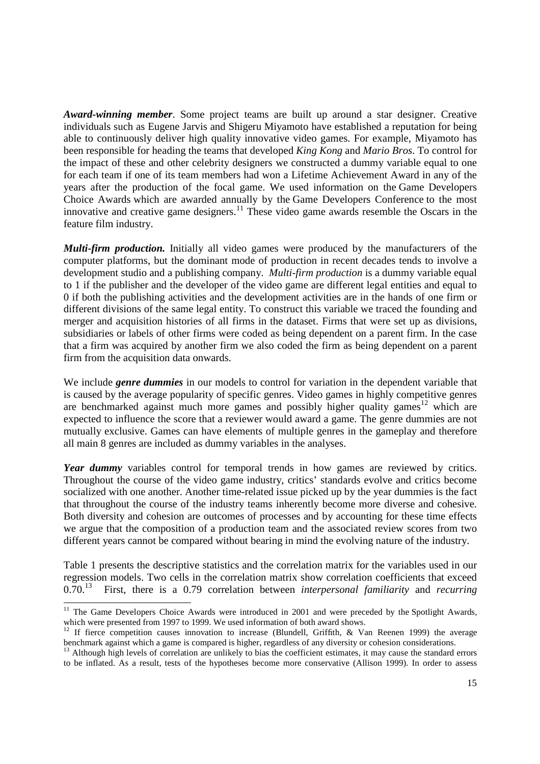***Award-winning member***. Some project teams are built up around a star designer. Creative individuals such as Eugene Jarvis and Shigeru Miyamoto have established a reputation for being able to continuously deliver high quality innovative video games. For example, Miyamoto has been responsible for heading the teams that developed *King Kong* and *Mario Bros*. To control for the impact of these and other celebrity designers we constructed a dummy variable equal to one for each team if one of its team members had won a Lifetime Achievement Award in any of the years after the production of the focal game. We used information on the Game Developers Choice Awards which are awarded annually by the Game Developers Conference to the most innovative and creative game designers.[11] These video game awards resemble the Oscars in the feature film industry.

***Multi-firm production.*** Initially all video games were produced by the manufacturers of the computer platforms, but the dominant mode of production in recent decades tends to involve a development studio and a publishing company. *Multi-firm production* is a dummy variable equal to 1 if the publisher and the developer of the video game are different legal entities and equal to 0 if both the publishing activities and the development activities are in the hands of one firm or different divisions of the same legal entity. To construct this variable we traced the founding and merger and acquisition histories of all firms in the dataset. Firms that were set up as divisions, subsidiaries or labels of other firms were coded as being dependent on a parent firm. In the case that a firm was acquired by another firm we also coded the firm as being dependent on a parent firm from the acquisition data onwards.

We include ***genre dummies*** in our models to control for variation in the dependent variable that is caused by the average popularity of specific genres. Video games in highly competitive genres are benchmarked against much more games and possibly higher quality games[12] which are expected to influence the score that a reviewer would award a game. The genre dummies are not mutually exclusive. Games can have elements of multiple genres in the gameplay and therefore all main 8 genres are included as dummy variables in the analyses.

***Year dummy*** variables control for temporal trends in how games are reviewed by critics. Throughout the course of the video game industry, critics' standards evolve and critics become socialized with one another. Another time-related issue picked up by the year dummies is the fact that throughout the course of the industry teams inherently become more diverse and cohesive. Both diversity and cohesion are outcomes of processes and by accounting for these time effects we argue that the composition of a production team and the associated review scores from two different years cannot be compared without bearing in mind the evolving nature of the industry.

Table 1 presents the descriptive statistics and the correlation matrix for the variables used in our regression models. Two cells in the correlation matrix show correlation coefficients that exceed 0.70.[13] First, there is a 0.79 correlation between *interpersonal familiarity* and *recurring*

---

[11] The Game Developers Choice Awards were introduced in 2001 and were preceded by the Spotlight Awards, which were presented from 1997 to 1999. We used information of both award shows.

[12] If fierce competition causes innovation to increase (Blundell, Griffith, & Van Reenen 1999) the average benchmark against which a game is compared is higher, regardless of any diversity or cohesion considerations.

[13] Although high levels of correlation are unlikely to bias the coefficient estimates, it may cause the standard errors to be inflated. As a result, tests of the hypotheses become more conservative (Allison 1999). In order to assess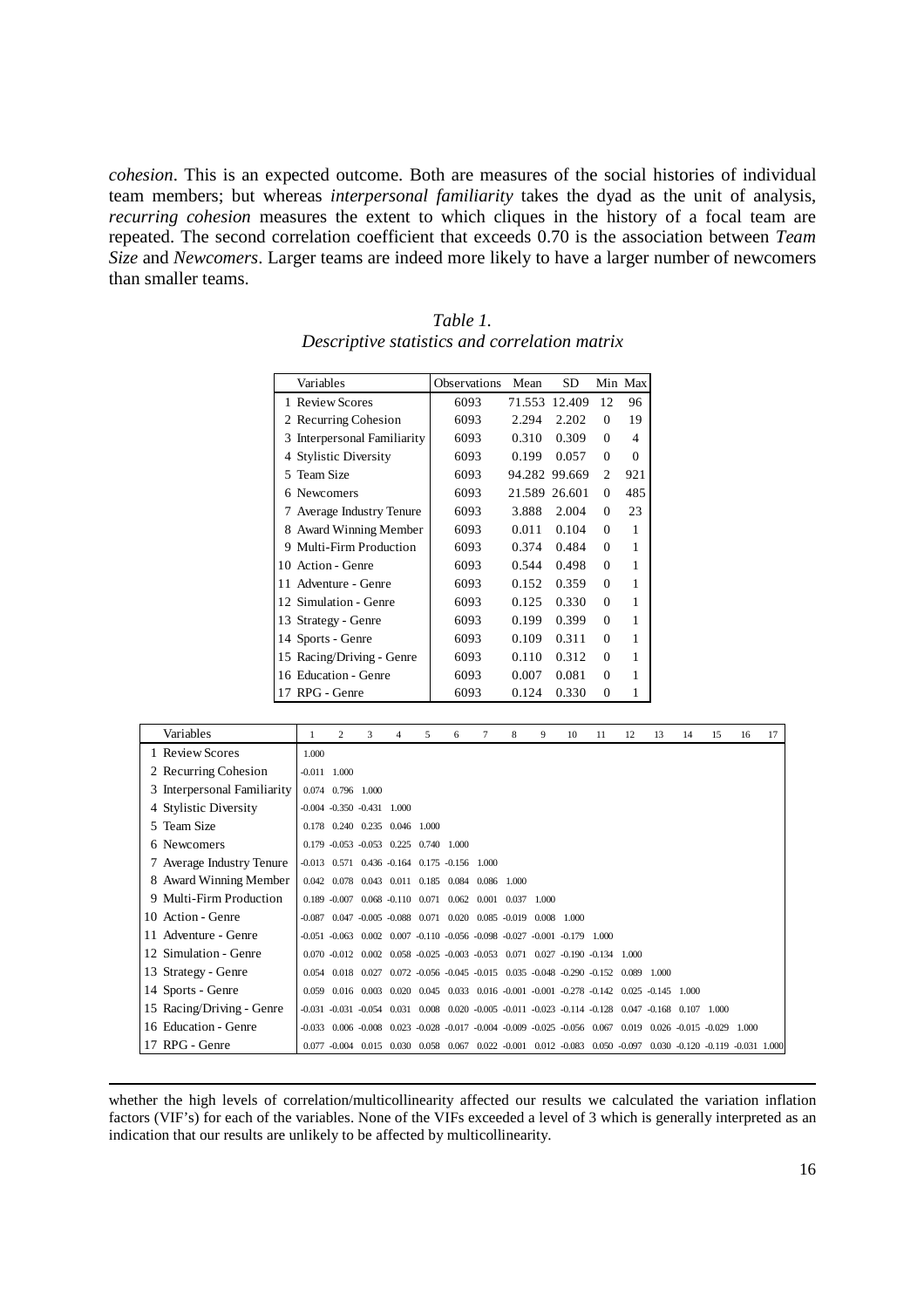*cohesion*. This is an expected outcome. Both are measures of the social histories of individual team members; but whereas *interpersonal familiarity* takes the dyad as the unit of analysis, *recurring cohesion* measures the extent to which cliques in the history of a focal team are repeated. The second correlation coefficient that exceeds 0.70 is the association between *Team Size* and *Newcomers*. Larger teams are indeed more likely to have a larger number of newcomers than smaller teams.

*Table 1.*
*Descriptive statistics and correlation matrix*

| | Variables | Observations | Mean | SD | Min | Max |
|---|---|---|---|---|---|---|
| 1 | Review Scores | 6093 | 71.553 | 12.409 | 12 | 96 |
| 2 | Recurring Cohesion | 6093 | 2.294 | 2.202 | 0 | 19 |
| 3 | Interpersonal Familiarity | 6093 | 0.310 | 0.309 | 0 | 4 |
| 4 | Stylistic Diversity | 6093 | 0.199 | 0.057 | 0 | 0 |
| 5 | Team Size | 6093 | 94.282 | 99.669 | 2 | 921 |
| 6 | Newcomers | 6093 | 21.589 | 26.601 | 0 | 485 |
| 7 | Average Industry Tenure | 6093 | 3.888 | 2.004 | 0 | 23 |
| 8 | Award Winning Member | 6093 | 0.011 | 0.104 | 0 | 1 |
| 9 | Multi-Firm Production | 6093 | 0.374 | 0.484 | 0 | 1 |
| 10 | Action - Genre | 6093 | 0.544 | 0.498 | 0 | 1 |
| 11 | Adventure - Genre | 6093 | 0.152 | 0.359 | 0 | 1 |
| 12 | Simulation - Genre | 6093 | 0.125 | 0.330 | 0 | 1 |
| 13 | Strategy - Genre | 6093 | 0.199 | 0.399 | 0 | 1 |
| 14 | Sports - Genre | 6093 | 0.109 | 0.311 | 0 | 1 |
| 15 | Racing/Driving - Genre | 6093 | 0.110 | 0.312 | 0 | 1 |
| 16 | Education - Genre | 6093 | 0.007 | 0.081 | 0 | 1 |
| 17 | RPG - Genre | 6093 | 0.124 | 0.330 | 0 | 1 |

| | Variables | 1 | 2 | 3 | 4 | 5 | 6 | 7 | 8 | 9 | 10 | 11 | 12 | 13 | 14 | 15 | 16 | 17 |
|---|---|---|---|---|---|---|---|---|---|---|---|---|---|---|---|---|---|---|
| 1 | Review Scores | 1.000 | | | | | | | | | | | | | | | | |
| 2 | Recurring Cohesion | -0.011 | 1.000 | | | | | | | | | | | | | | | |
| 3 | Interpersonal Familiarity | 0.074 | 0.796 | 1.000 | | | | | | | | | | | | | | |
| 4 | Stylistic Diversity | -0.004 | -0.350 | -0.431 | 1.000 | | | | | | | | | | | | | |
| 5 | Team Size | 0.178 | 0.240 | 0.235 | 0.046 | 1.000 | | | | | | | | | | | | |
| 6 | Newcomers | 0.179 | -0.053 | -0.053 | 0.225 | 0.740 | 1.000 | | | | | | | | | | | |
| 7 | Average Industry Tenure | -0.013 | 0.571 | 0.436 | -0.164 | 0.175 | -0.156 | 1.000 | | | | | | | | | | |
| 8 | Award Winning Member | 0.042 | 0.078 | 0.043 | 0.011 | 0.185 | 0.084 | 0.086 | 1.000 | | | | | | | | | |
| 9 | Multi-Firm Production | 0.189 | -0.007 | 0.068 | -0.110 | 0.071 | 0.062 | 0.001 | 0.037 | 1.000 | | | | | | | | |
| 10 | Action - Genre | -0.087 | 0.047 | -0.005 | -0.088 | 0.071 | 0.020 | 0.085 | -0.019 | 0.008 | 1.000 | | | | | | | |
| 11 | Adventure - Genre | -0.051 | -0.063 | 0.002 | 0.007 | -0.110 | -0.056 | -0.098 | -0.027 | -0.001 | -0.179 | 1.000 | | | | | | |
| 12 | Simulation - Genre | 0.070 | -0.012 | 0.002 | 0.058 | -0.025 | -0.003 | -0.053 | 0.071 | 0.027 | -0.190 | -0.134 | 1.000 | | | | | |
| 13 | Strategy - Genre | 0.054 | 0.018 | 0.027 | 0.072 | -0.056 | -0.045 | -0.015 | 0.035 | -0.048 | -0.290 | -0.152 | 0.089 | 1.000 | | | | |
| 14 | Sports - Genre | 0.059 | 0.016 | 0.003 | 0.020 | 0.045 | 0.033 | 0.016 | -0.001 | -0.001 | -0.278 | -0.142 | 0.025 | -0.145 | 1.000 | | | |
| 15 | Racing/Driving - Genre | -0.031 | -0.031 | -0.054 | 0.031 | 0.008 | 0.020 | -0.005 | -0.011 | -0.023 | -0.114 | -0.128 | 0.047 | -0.168 | 0.107 | 1.000 | | |
| 16 | Education - Genre | -0.033 | 0.006 | -0.008 | 0.023 | -0.028 | -0.017 | -0.004 | -0.009 | -0.025 | -0.056 | 0.067 | 0.019 | 0.026 | -0.015 | -0.029 | 1.000 | |
| 17 | RPG - Genre | 0.077 | -0.004 | 0.015 | 0.030 | 0.058 | 0.067 | 0.022 | -0.001 | 0.012 | -0.083 | 0.050 | -0.097 | 0.030 | -0.120 | -0.119 | -0.031 | 1.000 |

---

whether the high levels of correlation/multicollinearity affected our results we calculated the variation inflation factors (VIF's) for each of the variables. None of the VIFs exceeded a level of 3 which is generally interpreted as an indication that our results are unlikely to be affected by multicollinearity.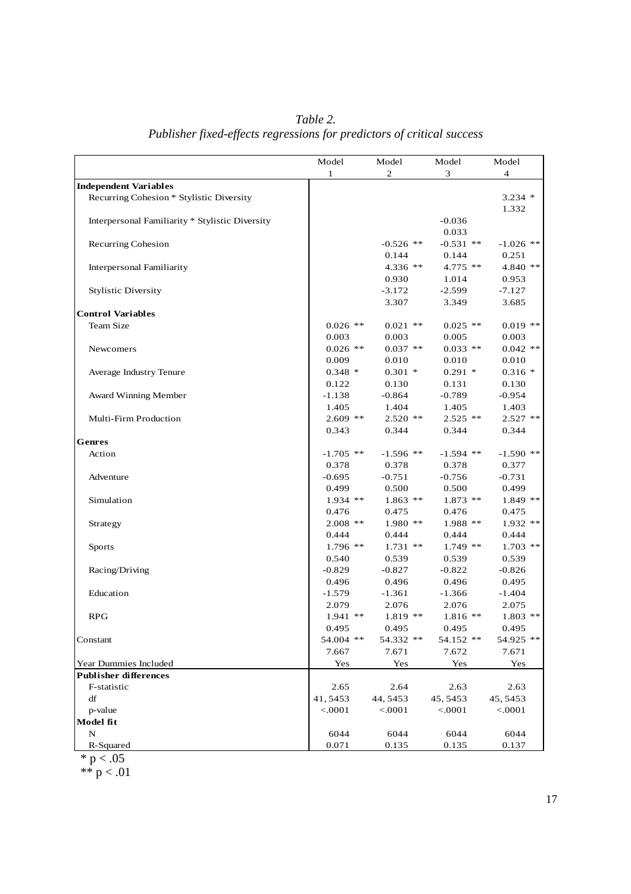*Table 2.*
*Publisher fixed-effects regressions for predictors of critical success*

| | Model 1 | Model 2 | Model 3 | Model 4 |
|---|---|---|---|---|
| **Independent Variables** | | | | |
| Recurring Cohesion * Stylistic Diversity | | | | 3.234 * |
| | | | | 1.332 |
| Interpersonal Familiarity * Stylistic Diversity | | | -0.036 | |
| | | | 0.033 | |
| Recurring Cohesion | | -0.526 ** | -0.531 ** | -1.026 ** |
| | | 0.144 | 0.144 | 0.251 |
| Interpersonal Familiarity | | 4.336 ** | 4.775 ** | 4.840 ** |
| | | 0.930 | 1.014 | 0.953 |
| Stylistic Diversity | | -3.172 | -2.599 | -7.127 |
| | | 3.307 | 3.349 | 3.685 |
| **Control Variables** | | | | |
| Team Size | 0.026 ** | 0.021 ** | 0.025 ** | 0.019 ** |
| | 0.003 | 0.003 | 0.005 | 0.003 |
| Newcomers | 0.026 ** | 0.037 ** | 0.033 ** | 0.042 ** |
| | 0.009 | 0.010 | 0.010 | 0.010 |
| Average Industry Tenure | 0.348 * | 0.301 * | 0.291 * | 0.316 * |
| | 0.122 | 0.130 | 0.131 | 0.130 |
| Award Winning Member | -1.138 | -0.864 | -0.789 | -0.954 |
| | 1.405 | 1.404 | 1.405 | 1.403 |
| Multi-Firm Production | 2.609 ** | 2.520 ** | 2.525 ** | 2.527 ** |
| | 0.343 | 0.344 | 0.344 | 0.344 |
| **Genres** | | | | |
| Action | -1.705 ** | -1.596 ** | -1.594 ** | -1.590 ** |
| | 0.378 | 0.378 | 0.378 | 0.377 |
| Adventure | -0.695 | -0.751 | -0.756 | -0.731 |
| | 0.499 | 0.500 | 0.500 | 0.499 |
| Simulation | 1.934 ** | 1.863 ** | 1.873 ** | 1.849 ** |
| | 0.476 | 0.475 | 0.476 | 0.475 |
| Strategy | 2.008 ** | 1.980 ** | 1.988 ** | 1.932 ** |
| | 0.444 | 0.444 | 0.444 | 0.444 |
| Sports | 1.796 ** | 1.731 ** | 1.749 ** | 1.703 ** |
| | 0.540 | 0.539 | 0.539 | 0.539 |
| Racing/Driving | -0.829 | -0.827 | -0.822 | -0.826 |
| | 0.496 | 0.496 | 0.496 | 0.495 |
| Education | -1.579 | -1.361 | -1.366 | -1.404 |
| | 2.079 | 2.076 | 2.076 | 2.075 |
| RPG | 1.941 ** | 1.819 ** | 1.816 ** | 1.803 ** |
| | 0.495 | 0.495 | 0.495 | 0.495 |
| Constant | 54.004 ** | 54.332 ** | 54.152 ** | 54.925 ** |
| | 7.667 | 7.671 | 7.672 | 7.671 |
| Year Dummies Included | Yes | Yes | Yes | Yes |
| **Publisher differences** | | | | |
| F-statistic | 2.65 | 2.64 | 2.63 | 2.63 |
| df | 41, 5453 | 44, 5453 | 45, 5453 | 45, 5453 |
| p-value | <.0001 | <.0001 | <.0001 | <.0001 |
| **Model fit** | | | | |
| N | 6044 | 6044 | 6044 | 6044 |
| R-Squared | 0.071 | 0.135 | 0.135 | 0.137 |

\* $p < .05$

\*\* $p < .01$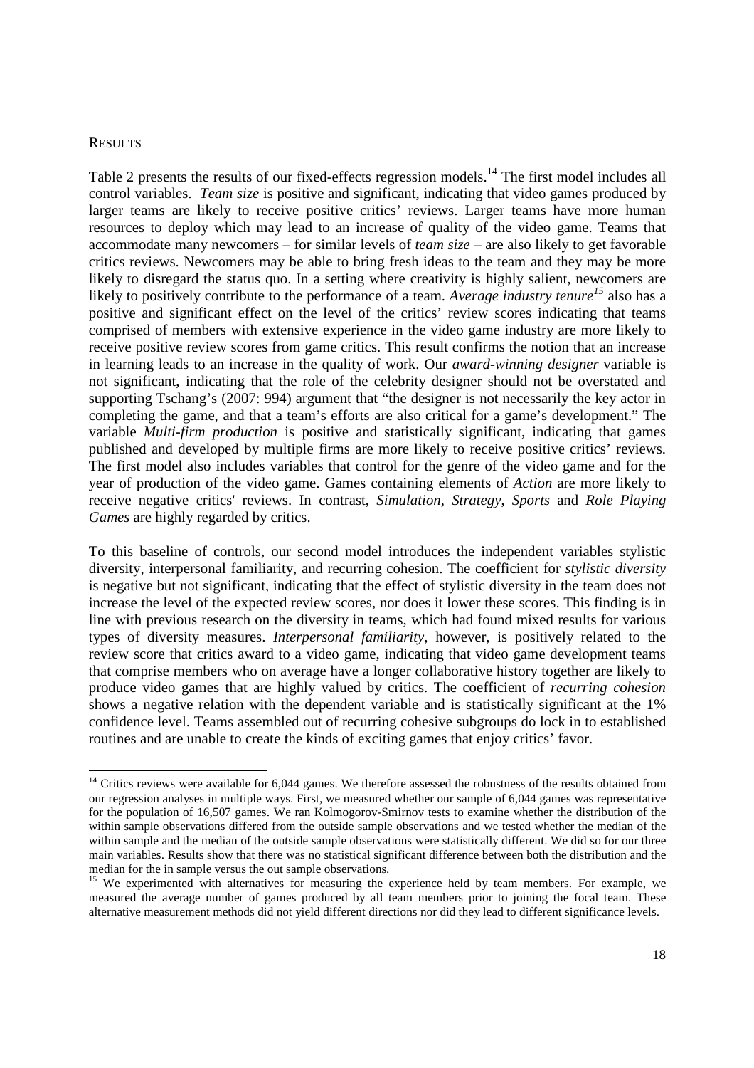## RESULTS

Table 2 presents the results of our fixed-effects regression models.[14] The first model includes all control variables. *Team size* is positive and significant, indicating that video games produced by larger teams are likely to receive positive critics' reviews. Larger teams have more human resources to deploy which may lead to an increase of quality of the video game. Teams that accommodate many newcomers – for similar levels of *team size* – are also likely to get favorable critics reviews. Newcomers may be able to bring fresh ideas to the team and they may be more likely to disregard the status quo. In a setting where creativity is highly salient, newcomers are likely to positively contribute to the performance of a team. *Average industry tenure*[15] also has a positive and significant effect on the level of the critics' review scores indicating that teams comprised of members with extensive experience in the video game industry are more likely to receive positive review scores from game critics. This result confirms the notion that an increase in learning leads to an increase in the quality of work. Our *award-winning designer* variable is not significant, indicating that the role of the celebrity designer should not be overstated and supporting Tschang's (2007: 994) argument that "the designer is not necessarily the key actor in completing the game, and that a team's efforts are also critical for a game's development." The variable *Multi-firm production* is positive and statistically significant, indicating that games published and developed by multiple firms are more likely to receive positive critics' reviews. The first model also includes variables that control for the genre of the video game and for the year of production of the video game. Games containing elements of *Action* are more likely to receive negative critics' reviews. In contrast, *Simulation*, *Strategy*, *Sports* and *Role Playing Games* are highly regarded by critics.

To this baseline of controls, our second model introduces the independent variables stylistic diversity, interpersonal familiarity, and recurring cohesion. The coefficient for *stylistic diversity* is negative but not significant, indicating that the effect of stylistic diversity in the team does not increase the level of the expected review scores, nor does it lower these scores. This finding is in line with previous research on the diversity in teams, which had found mixed results for various types of diversity measures. *Interpersonal familiarity*, however, is positively related to the review score that critics award to a video game, indicating that video game development teams that comprise members who on average have a longer collaborative history together are likely to produce video games that are highly valued by critics. The coefficient of *recurring cohesion* shows a negative relation with the dependent variable and is statistically significant at the 1% confidence level. Teams assembled out of recurring cohesive subgroups do lock in to established routines and are unable to create the kinds of exciting games that enjoy critics' favor.

---

[14] Critics reviews were available for 6,044 games. We therefore assessed the robustness of the results obtained from our regression analyses in multiple ways. First, we measured whether our sample of 6,044 games was representative for the population of 16,507 games. We ran Kolmogorov-Smirnov tests to examine whether the distribution of the within sample observations differed from the outside sample observations and we tested whether the median of the within sample and the median of the outside sample observations were statistically different. We did so for our three main variables. Results show that there was no statistical significant difference between both the distribution and the median for the in sample versus the out sample observations.

[15] We experimented with alternatives for measuring the experience held by team members. For example, we measured the average number of games produced by all team members prior to joining the focal team. These alternative measurement methods did not yield different directions nor did they lead to different significance levels.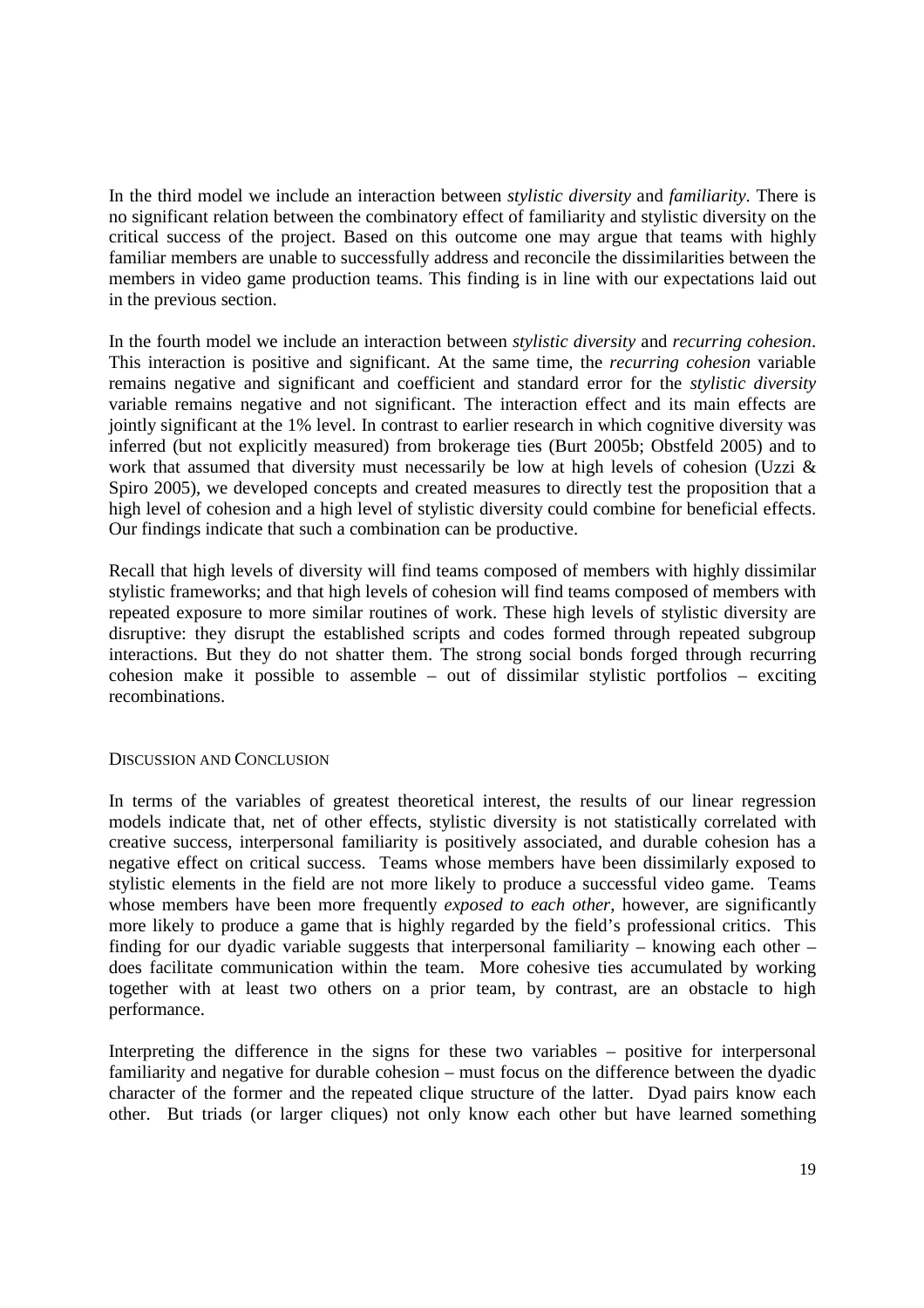In the third model we include an interaction between *stylistic diversity* and *familiarity*. There is no significant relation between the combinatory effect of familiarity and stylistic diversity on the critical success of the project. Based on this outcome one may argue that teams with highly familiar members are unable to successfully address and reconcile the dissimilarities between the members in video game production teams. This finding is in line with our expectations laid out in the previous section.

In the fourth model we include an interaction between *stylistic diversity* and *recurring cohesion*. This interaction is positive and significant. At the same time, the *recurring cohesion* variable remains negative and significant and coefficient and standard error for the *stylistic diversity* variable remains negative and not significant. The interaction effect and its main effects are jointly significant at the 1% level. In contrast to earlier research in which cognitive diversity was inferred (but not explicitly measured) from brokerage ties (Burt 2005b; Obstfeld 2005) and to work that assumed that diversity must necessarily be low at high levels of cohesion (Uzzi & Spiro 2005), we developed concepts and created measures to directly test the proposition that a high level of cohesion and a high level of stylistic diversity could combine for beneficial effects. Our findings indicate that such a combination can be productive.

Recall that high levels of diversity will find teams composed of members with highly dissimilar stylistic frameworks; and that high levels of cohesion will find teams composed of members with repeated exposure to more similar routines of work. These high levels of stylistic diversity are disruptive: they disrupt the established scripts and codes formed through repeated subgroup interactions. But they do not shatter them. The strong social bonds forged through recurring cohesion make it possible to assemble – out of dissimilar stylistic portfolios – exciting recombinations.

## Discussion and Conclusion

In terms of the variables of greatest theoretical interest, the results of our linear regression models indicate that, net of other effects, stylistic diversity is not statistically correlated with creative success, interpersonal familiarity is positively associated, and durable cohesion has a negative effect on critical success. Teams whose members have been dissimilarly exposed to stylistic elements in the field are not more likely to produce a successful video game. Teams whose members have been more frequently *exposed to each other*, however, are significantly more likely to produce a game that is highly regarded by the field's professional critics. This finding for our dyadic variable suggests that interpersonal familiarity – knowing each other – does facilitate communication within the team. More cohesive ties accumulated by working together with at least two others on a prior team, by contrast, are an obstacle to high performance.

Interpreting the difference in the signs for these two variables – positive for interpersonal familiarity and negative for durable cohesion – must focus on the difference between the dyadic character of the former and the repeated clique structure of the latter. Dyad pairs know each other. But triads (or larger cliques) not only know each other but have learned something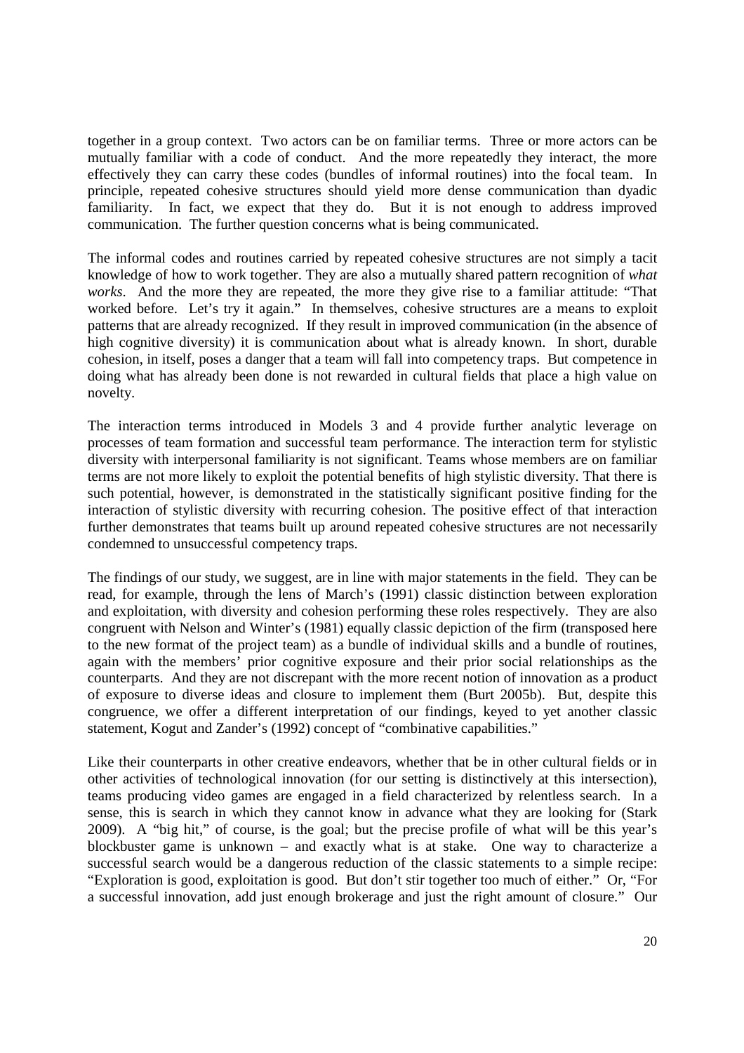together in a group context. Two actors can be on familiar terms. Three or more actors can be mutually familiar with a code of conduct. And the more repeatedly they interact, the more effectively they can carry these codes (bundles of informal routines) into the focal team. In principle, repeated cohesive structures should yield more dense communication than dyadic familiarity. In fact, we expect that they do. But it is not enough to address improved communication. The further question concerns what is being communicated.

The informal codes and routines carried by repeated cohesive structures are not simply a tacit knowledge of how to work together. They are also a mutually shared pattern recognition of *what works*. And the more they are repeated, the more they give rise to a familiar attitude: "That worked before. Let's try it again." In themselves, cohesive structures are a means to exploit patterns that are already recognized. If they result in improved communication (in the absence of high cognitive diversity) it is communication about what is already known. In short, durable cohesion, in itself, poses a danger that a team will fall into competency traps. But competence in doing what has already been done is not rewarded in cultural fields that place a high value on novelty.

The interaction terms introduced in Models 3 and 4 provide further analytic leverage on processes of team formation and successful team performance. The interaction term for stylistic diversity with interpersonal familiarity is not significant. Teams whose members are on familiar terms are not more likely to exploit the potential benefits of high stylistic diversity. That there is such potential, however, is demonstrated in the statistically significant positive finding for the interaction of stylistic diversity with recurring cohesion. The positive effect of that interaction further demonstrates that teams built up around repeated cohesive structures are not necessarily condemned to unsuccessful competency traps.

The findings of our study, we suggest, are in line with major statements in the field. They can be read, for example, through the lens of March's (1991) classic distinction between exploration and exploitation, with diversity and cohesion performing these roles respectively. They are also congruent with Nelson and Winter's (1981) equally classic depiction of the firm (transposed here to the new format of the project team) as a bundle of individual skills and a bundle of routines, again with the members' prior cognitive exposure and their prior social relationships as the counterparts. And they are not discrepant with the more recent notion of innovation as a product of exposure to diverse ideas and closure to implement them (Burt 2005b). But, despite this congruence, we offer a different interpretation of our findings, keyed to yet another classic statement, Kogut and Zander's (1992) concept of "combinative capabilities."

Like their counterparts in other creative endeavors, whether that be in other cultural fields or in other activities of technological innovation (for our setting is distinctively at this intersection), teams producing video games are engaged in a field characterized by relentless search. In a sense, this is search in which they cannot know in advance what they are looking for (Stark 2009). A "big hit," of course, is the goal; but the precise profile of what will be this year's blockbuster game is unknown – and exactly what is at stake. One way to characterize a successful search would be a dangerous reduction of the classic statements to a simple recipe: "Exploration is good, exploitation is good. But don't stir together too much of either." Or, "For a successful innovation, add just enough brokerage and just the right amount of closure." Our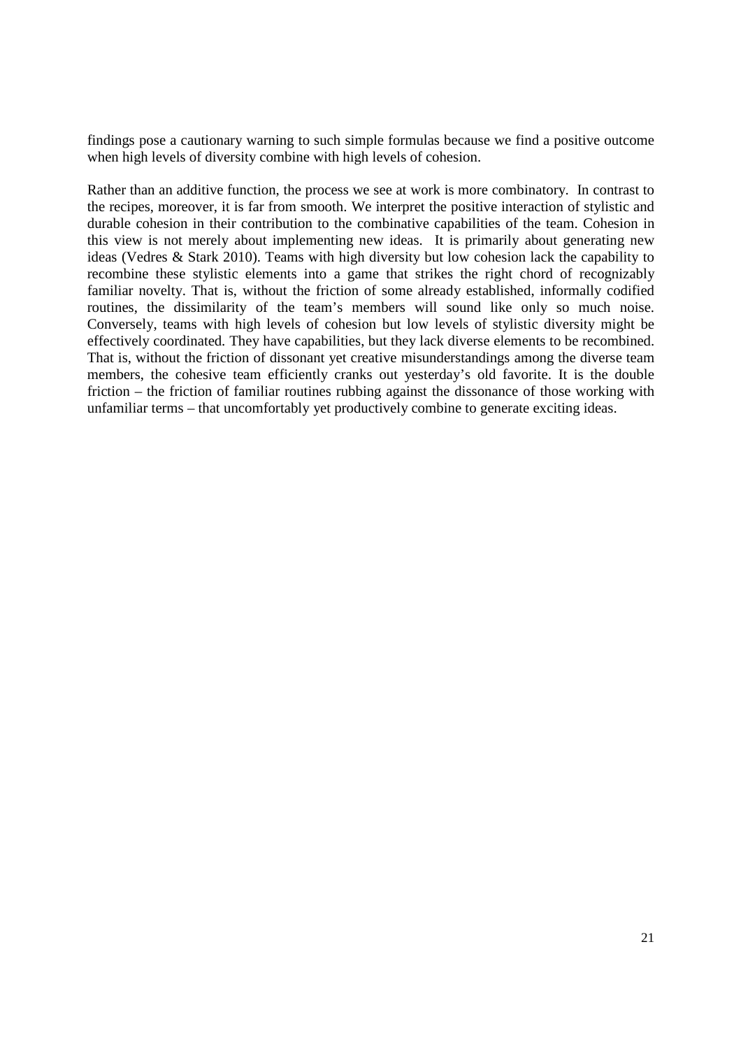findings pose a cautionary warning to such simple formulas because we find a positive outcome when high levels of diversity combine with high levels of cohesion.

Rather than an additive function, the process we see at work is more combinatory. In contrast to the recipes, moreover, it is far from smooth. We interpret the positive interaction of stylistic and durable cohesion in their contribution to the combinative capabilities of the team. Cohesion in this view is not merely about implementing new ideas. It is primarily about generating new ideas (Vedres & Stark 2010). Teams with high diversity but low cohesion lack the capability to recombine these stylistic elements into a game that strikes the right chord of recognizably familiar novelty. That is, without the friction of some already established, informally codified routines, the dissimilarity of the team's members will sound like only so much noise. Conversely, teams with high levels of cohesion but low levels of stylistic diversity might be effectively coordinated. They have capabilities, but they lack diverse elements to be recombined. That is, without the friction of dissonant yet creative misunderstandings among the diverse team members, the cohesive team efficiently cranks out yesterday's old favorite. It is the double friction – the friction of familiar routines rubbing against the dissonance of those working with unfamiliar terms – that uncomfortably yet productively combine to generate exciting ideas.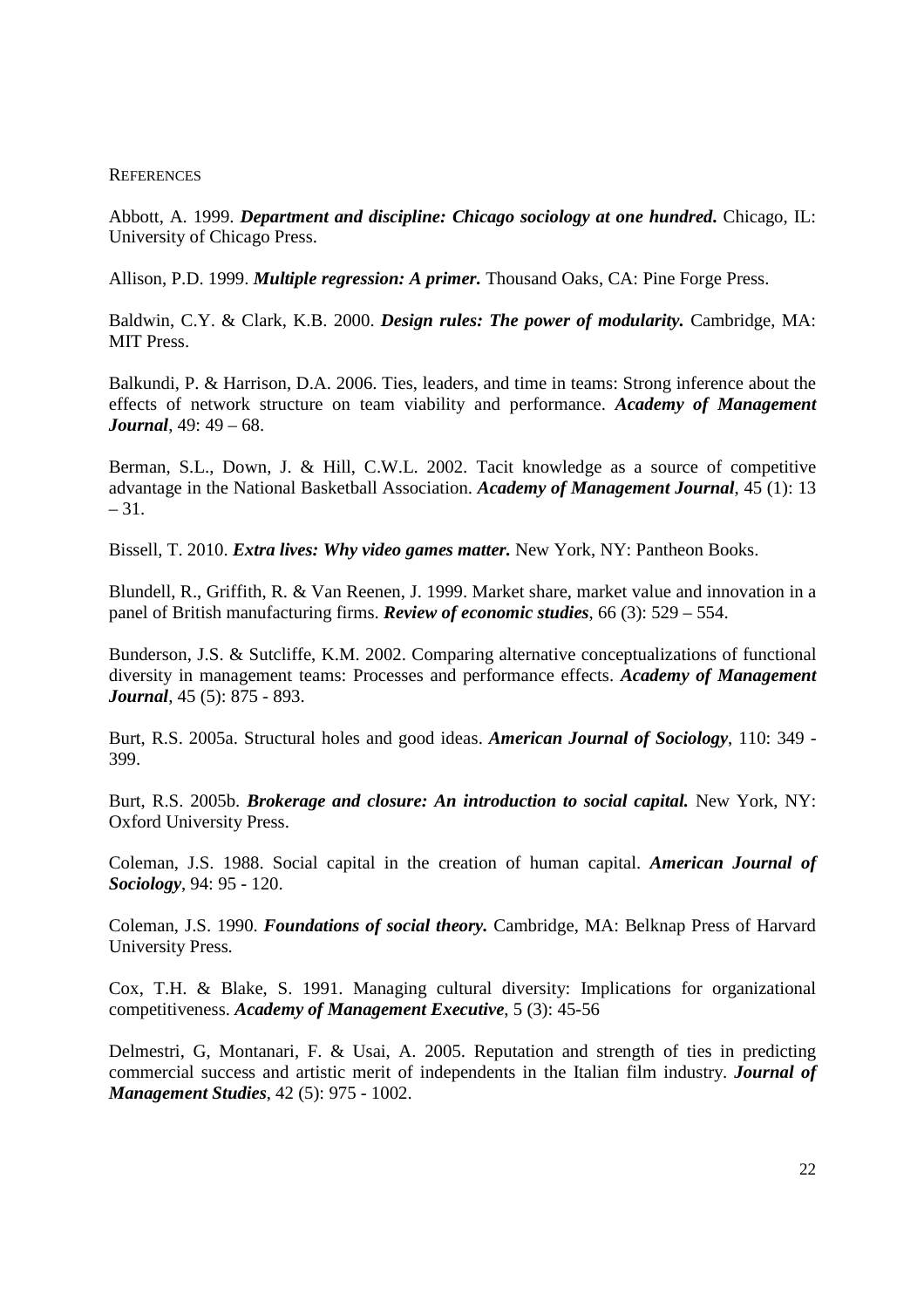## REFERENCES

Abbott, A. 1999. ***Department and discipline: Chicago sociology at one hundred.*** Chicago, IL: University of Chicago Press.

Allison, P.D. 1999. ***Multiple regression: A primer.*** Thousand Oaks, CA: Pine Forge Press.

Baldwin, C.Y. & Clark, K.B. 2000. ***Design rules: The power of modularity.*** Cambridge, MA: MIT Press.

Balkundi, P. & Harrison, D.A. 2006. Ties, leaders, and time in teams: Strong inference about the effects of network structure on team viability and performance. ***Academy of Management Journal***, 49: 49 – 68.

Berman, S.L., Down, J. & Hill, C.W.L. 2002. Tacit knowledge as a source of competitive advantage in the National Basketball Association. ***Academy of Management Journal***, 45 (1): 13 – 31.

Bissell, T. 2010. ***Extra lives: Why video games matter.*** New York, NY: Pantheon Books.

Blundell, R., Griffith, R. & Van Reenen, J. 1999. Market share, market value and innovation in a panel of British manufacturing firms. ***Review of economic studies***, 66 (3): 529 – 554.

Bunderson, J.S. & Sutcliffe, K.M. 2002. Comparing alternative conceptualizations of functional diversity in management teams: Processes and performance effects. ***Academy of Management Journal***, 45 (5): 875 - 893.

Burt, R.S. 2005a. Structural holes and good ideas. ***American Journal of Sociology***, 110: 349 - 399.

Burt, R.S. 2005b. ***Brokerage and closure: An introduction to social capital.*** New York, NY: Oxford University Press.

Coleman, J.S. 1988. Social capital in the creation of human capital. ***American Journal of Sociology***, 94: 95 - 120.

Coleman, J.S. 1990. ***Foundations of social theory.*** Cambridge, MA: Belknap Press of Harvard University Press.

Cox, T.H. & Blake, S. 1991. Managing cultural diversity: Implications for organizational competitiveness. ***Academy of Management Executive***, 5 (3): 45-56

Delmestri, G, Montanari, F. & Usai, A. 2005. Reputation and strength of ties in predicting commercial success and artistic merit of independents in the Italian film industry. ***Journal of Management Studies***, 42 (5): 975 - 1002.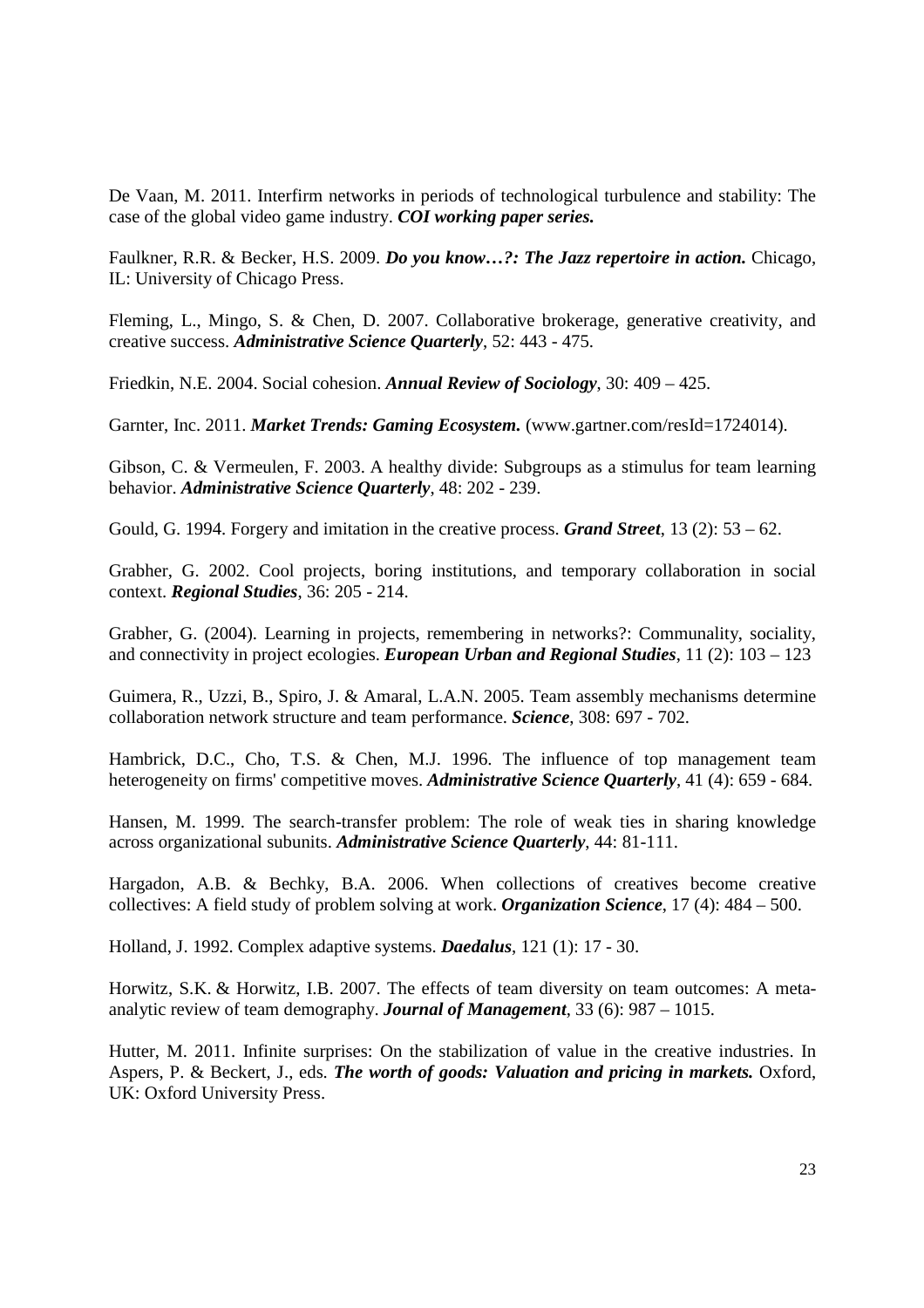De Vaan, M. 2011. Interfirm networks in periods of technological turbulence and stability: The case of the global video game industry. ***COI working paper series.***

Faulkner, R.R. & Becker, H.S. 2009. ***Do you know…?: The Jazz repertoire in action.*** Chicago, IL: University of Chicago Press.

Fleming, L., Mingo, S. & Chen, D. 2007. Collaborative brokerage, generative creativity, and creative success. ***Administrative Science Quarterly***, 52: 443 - 475.

Friedkin, N.E. 2004. Social cohesion. ***Annual Review of Sociology***, 30: 409 – 425.

Garnter, Inc. 2011. ***Market Trends: Gaming Ecosystem.*** (www.gartner.com/resId=1724014).

Gibson, C. & Vermeulen, F. 2003. A healthy divide: Subgroups as a stimulus for team learning behavior. ***Administrative Science Quarterly***, 48: 202 - 239.

Gould, G. 1994. Forgery and imitation in the creative process. ***Grand Street***, 13 (2): 53 – 62.

Grabher, G. 2002. Cool projects, boring institutions, and temporary collaboration in social context. ***Regional Studies***, 36: 205 - 214.

Grabher, G. (2004). Learning in projects, remembering in networks?: Communality, sociality, and connectivity in project ecologies. ***European Urban and Regional Studies***, 11 (2): 103 – 123

Guimera, R., Uzzi, B., Spiro, J. & Amaral, L.A.N. 2005. Team assembly mechanisms determine collaboration network structure and team performance. ***Science***, 308: 697 - 702.

Hambrick, D.C., Cho, T.S. & Chen, M.J. 1996. The influence of top management team heterogeneity on firms' competitive moves. ***Administrative Science Quarterly***, 41 (4): 659 - 684.

Hansen, M. 1999. The search-transfer problem: The role of weak ties in sharing knowledge across organizational subunits. ***Administrative Science Quarterly***, 44: 81-111.

Hargadon, A.B. & Bechky, B.A. 2006. When collections of creatives become creative collectives: A field study of problem solving at work. ***Organization Science***, 17 (4): 484 – 500.

Holland, J. 1992. Complex adaptive systems. ***Daedalus***, 121 (1): 17 - 30.

Horwitz, S.K. & Horwitz, I.B. 2007. The effects of team diversity on team outcomes: A meta-analytic review of team demography. ***Journal of Management***, 33 (6): 987 – 1015.

Hutter, M. 2011. Infinite surprises: On the stabilization of value in the creative industries. In Aspers, P. & Beckert, J., eds. ***The worth of goods: Valuation and pricing in markets.*** Oxford, UK: Oxford University Press.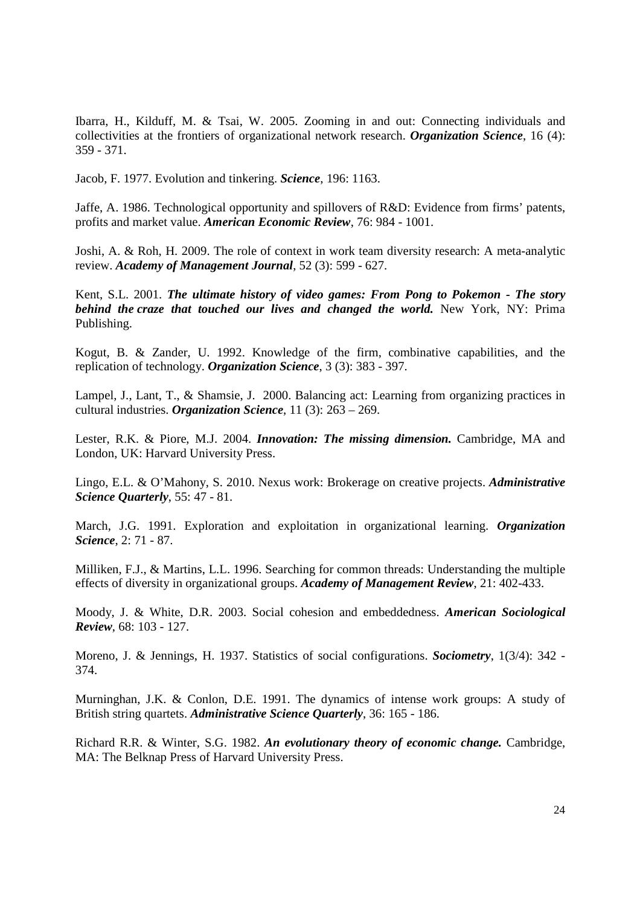Ibarra, H., Kilduff, M. & Tsai, W. 2005. Zooming in and out: Connecting individuals and collectivities at the frontiers of organizational network research. ***Organization Science***, 16 (4): 359 - 371.

Jacob, F. 1977. Evolution and tinkering. ***Science***, 196: 1163.

Jaffe, A. 1986. Technological opportunity and spillovers of R&D: Evidence from firms' patents, profits and market value. ***American Economic Review***, 76: 984 - 1001.

Joshi, A. & Roh, H. 2009. The role of context in work team diversity research: A meta-analytic review. ***Academy of Management Journal***, 52 (3): 599 - 627.

Kent, S.L. 2001. ***The ultimate history of video games: From Pong to Pokemon - The story behind the craze that touched our lives and changed the world.*** New York, NY: Prima Publishing.

Kogut, B. & Zander, U. 1992. Knowledge of the firm, combinative capabilities, and the replication of technology. ***Organization Science***, 3 (3): 383 - 397.

Lampel, J., Lant, T., & Shamsie, J. 2000. Balancing act: Learning from organizing practices in cultural industries. ***Organization Science***, 11 (3): 263 – 269.

Lester, R.K. & Piore, M.J. 2004. ***Innovation: The missing dimension.*** Cambridge, MA and London, UK: Harvard University Press.

Lingo, E.L. & O'Mahony, S. 2010. Nexus work: Brokerage on creative projects. ***Administrative Science Quarterly***, 55: 47 - 81.

March, J.G. 1991. Exploration and exploitation in organizational learning. ***Organization Science***, 2: 71 - 87.

Milliken, F.J., & Martins, L.L. 1996. Searching for common threads: Understanding the multiple effects of diversity in organizational groups. ***Academy of Management Review***, 21: 402-433.

Moody, J. & White, D.R. 2003. Social cohesion and embeddedness. ***American Sociological Review***, 68: 103 - 127.

Moreno, J. & Jennings, H. 1937. Statistics of social configurations. ***Sociometry***, 1(3/4): 342 - 374.

Murninghan, J.K. & Conlon, D.E. 1991. The dynamics of intense work groups: A study of British string quartets. ***Administrative Science Quarterly***, 36: 165 - 186.

Richard R.R. & Winter, S.G. 1982. ***An evolutionary theory of economic change.*** Cambridge, MA: The Belknap Press of Harvard University Press.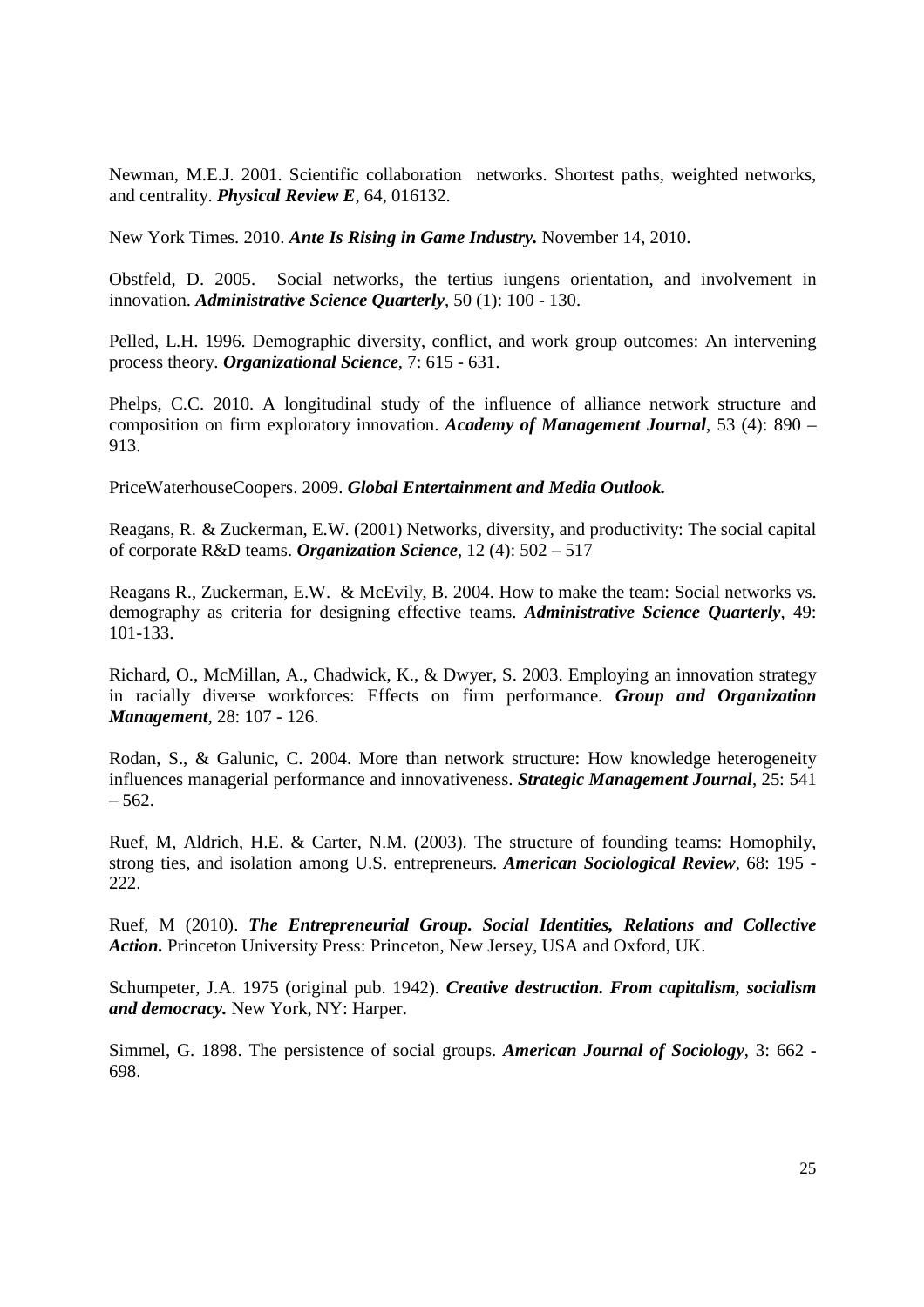Newman, M.E.J. 2001. Scientific collaboration networks. Shortest paths, weighted networks, and centrality. ***Physical Review E***, 64, 016132.

New York Times. 2010. ***Ante Is Rising in Game Industry.*** November 14, 2010.

Obstfeld, D. 2005. Social networks, the tertius iungens orientation, and involvement in innovation. ***Administrative Science Quarterly***, 50 (1): 100 - 130.

Pelled, L.H. 1996. Demographic diversity, conflict, and work group outcomes: An intervening process theory. ***Organizational Science***, 7: 615 - 631.

Phelps, C.C. 2010. A longitudinal study of the influence of alliance network structure and composition on firm exploratory innovation. ***Academy of Management Journal***, 53 (4): 890 – 913.

PriceWaterhouseCoopers. 2009. ***Global Entertainment and Media Outlook.***

Reagans, R. & Zuckerman, E.W. (2001) Networks, diversity, and productivity: The social capital of corporate R&D teams. ***Organization Science***, 12 (4): 502 – 517

Reagans R., Zuckerman, E.W. & McEvily, B. 2004. How to make the team: Social networks vs. demography as criteria for designing effective teams. ***Administrative Science Quarterly***, 49: 101-133.

Richard, O., McMillan, A., Chadwick, K., & Dwyer, S. 2003. Employing an innovation strategy in racially diverse workforces: Effects on firm performance. ***Group and Organization Management***, 28: 107 - 126.

Rodan, S., & Galunic, C. 2004. More than network structure: How knowledge heterogeneity influences managerial performance and innovativeness. ***Strategic Management Journal***, 25: 541 – 562.

Ruef, M, Aldrich, H.E. & Carter, N.M. (2003). The structure of founding teams: Homophily, strong ties, and isolation among U.S. entrepreneurs. ***American Sociological Review***, 68: 195 - 222.

Ruef, M (2010). ***The Entrepreneurial Group. Social Identities, Relations and Collective Action.*** Princeton University Press: Princeton, New Jersey, USA and Oxford, UK.

Schumpeter, J.A. 1975 (original pub. 1942). ***Creative destruction. From capitalism, socialism and democracy.*** New York, NY: Harper.

Simmel, G. 1898. The persistence of social groups. ***American Journal of Sociology***, 3: 662 - 698.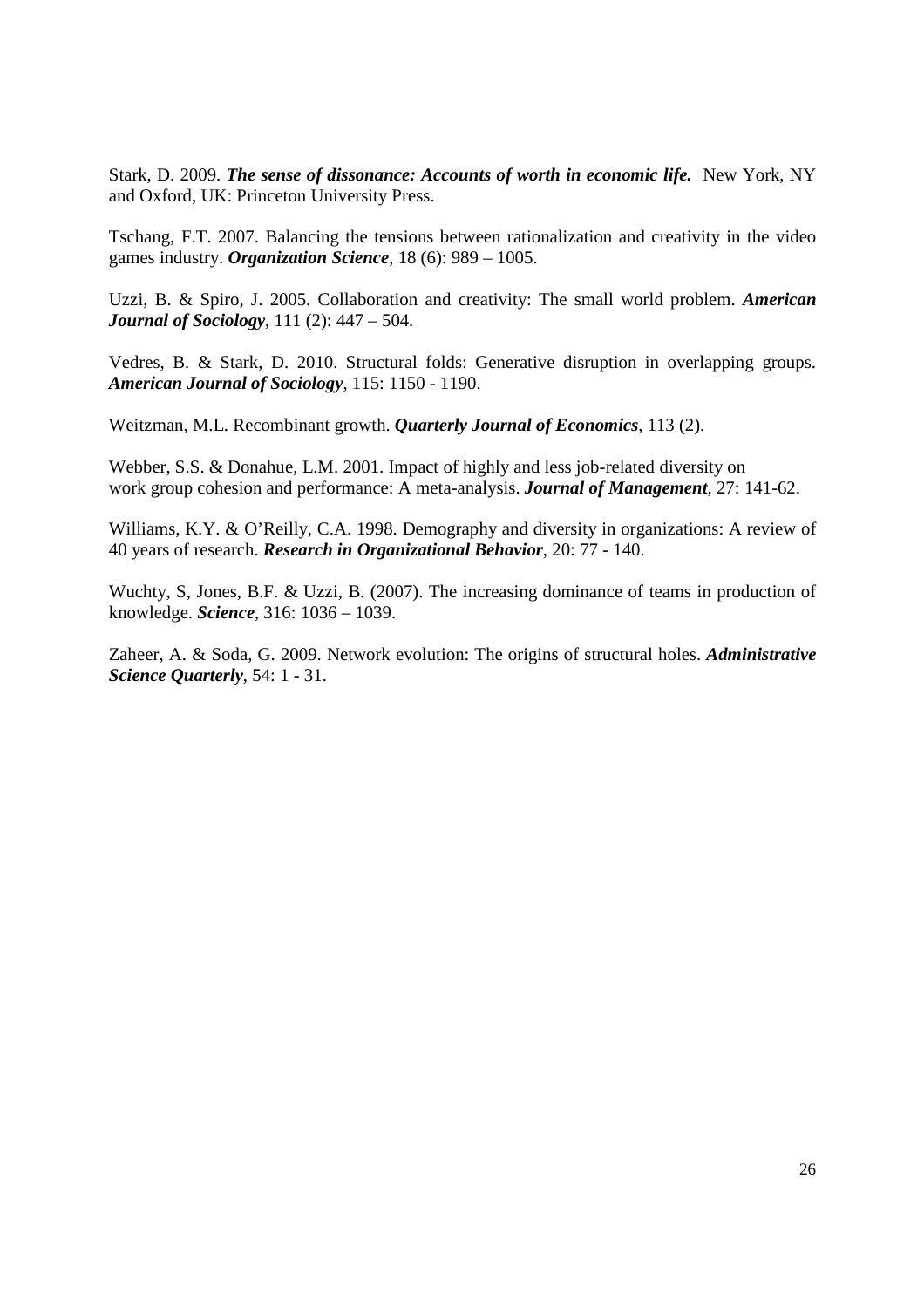Stark, D. 2009. ***The sense of dissonance: Accounts of worth in economic life.*** New York, NY and Oxford, UK: Princeton University Press.

Tschang, F.T. 2007. Balancing the tensions between rationalization and creativity in the video games industry. ***Organization Science***, 18 (6): 989 – 1005.

Uzzi, B. & Spiro, J. 2005. Collaboration and creativity: The small world problem. ***American Journal of Sociology***, 111 (2): 447 – 504.

Vedres, B. & Stark, D. 2010. Structural folds: Generative disruption in overlapping groups. ***American Journal of Sociology***, 115: 1150 - 1190.

Weitzman, M.L. Recombinant growth. ***Quarterly Journal of Economics***, 113 (2).

Webber, S.S. & Donahue, L.M. 2001. Impact of highly and less job-related diversity on work group cohesion and performance: A meta-analysis. ***Journal of Management***, 27: 141-62.

Williams, K.Y. & O'Reilly, C.A. 1998. Demography and diversity in organizations: A review of 40 years of research. ***Research in Organizational Behavior***, 20: 77 - 140.

Wuchty, S, Jones, B.F. & Uzzi, B. (2007). The increasing dominance of teams in production of knowledge. ***Science***, 316: 1036 – 1039.

Zaheer, A. & Soda, G. 2009. Network evolution: The origins of structural holes. ***Administrative Science Quarterly***, 54: 1 - 31.